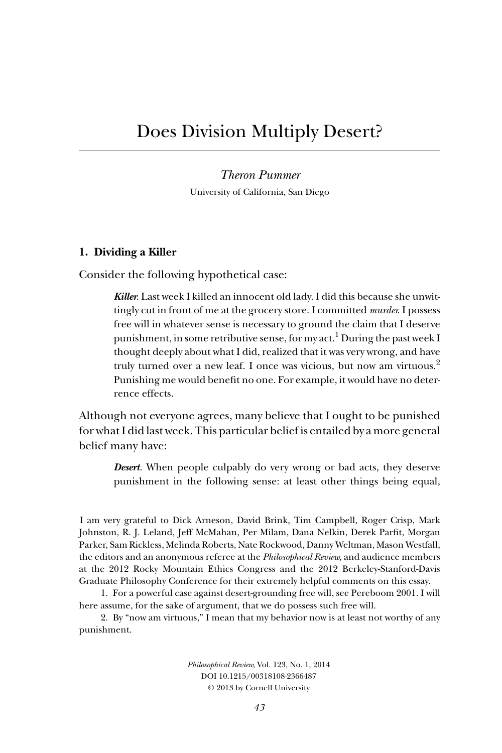# Does Division Multiply Desert?

*Theron Pummer*

University of California, San Diego

## 1. Dividing a Killer

Consider the following hypothetical case:

> ***Killer***. Last week I killed an innocent old lady. I did this because she unwittingly cut in front of me at the grocery store. I committed *murder*. I possess free will in whatever sense is necessary to ground the claim that I deserve punishment, in some retributive sense, for my act.[1] During the past week I thought deeply about what I did, realized that it was very wrong, and have truly turned over a new leaf. I once was vicious, but now am virtuous.[2] Punishing me would benefit no one. For example, it would have no deterrence effects.

Although not everyone agrees, many believe that I ought to be punished for what I did last week. This particular belief is entailed by a more general belief many have:

> ***Desert***. When people culpably do very wrong or bad acts, they deserve punishment in the following sense: at least other things being equal,

I am very grateful to Dick Arneson, David Brink, Tim Campbell, Roger Crisp, Mark Johnston, R. J. Leland, Jeff McMahan, Per Milam, Dana Nelkin, Derek Parfit, Morgan Parker, Sam Rickless, Melinda Roberts, Nate Rockwood, Danny Weltman, Mason Westfall, the editors and an anonymous referee at the *Philosophical Review*, and audience members at the 2012 Rocky Mountain Ethics Congress and the 2012 Berkeley-Stanford-Davis Graduate Philosophy Conference for their extremely helpful comments on this essay.

1. For a powerful case against desert-grounding free will, see Pereboom 2001. I will here assume, for the sake of argument, that we do possess such free will.

2. By "now am virtuous," I mean that my behavior now is at least not worthy of any punishment.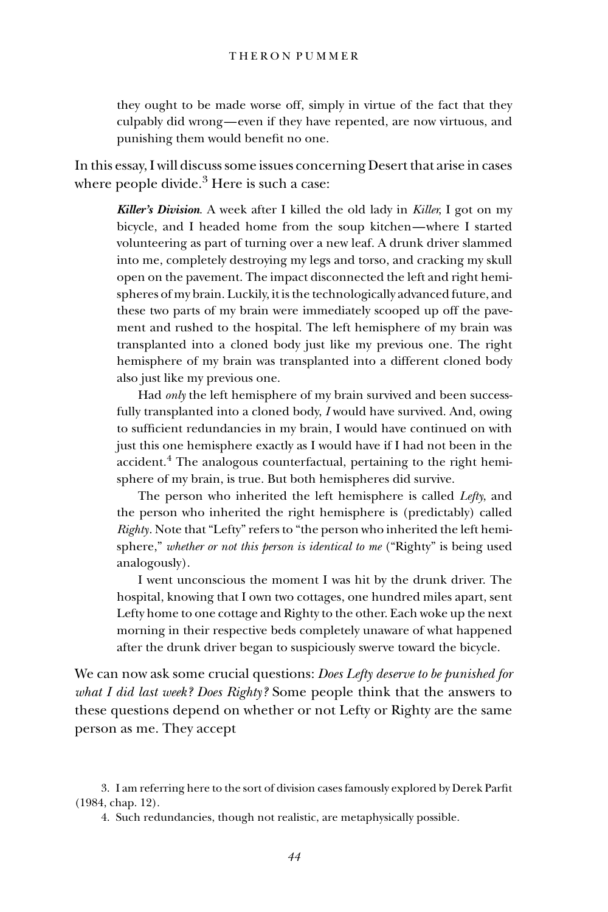they ought to be made worse off, simply in virtue of the fact that they culpably did wrong—even if they have repented, are now virtuous, and punishing them would benefit no one.

In this essay, I will discuss some issues concerning Desert that arise in cases where people divide.[3] Here is such a case:

> ***Killer's Division.*** A week after I killed the old lady in *Killer,* I got on my bicycle, and I headed home from the soup kitchen—where I started volunteering as part of turning over a new leaf. A drunk driver slammed into me, completely destroying my legs and torso, and cracking my skull open on the pavement. The impact disconnected the left and right hemispheres of my brain. Luckily, it is the technologically advanced future, and these two parts of my brain were immediately scooped up off the pavement and rushed to the hospital. The left hemisphere of my brain was transplanted into a cloned body just like my previous one. The right hemisphere of my brain was transplanted into a different cloned body also just like my previous one.
>
> Had *only* the left hemisphere of my brain survived and been successfully transplanted into a cloned body, *I* would have survived. And, owing to sufficient redundancies in my brain, I would have continued on with just this one hemisphere exactly as I would have if I had not been in the accident.[4] The analogous counterfactual, pertaining to the right hemisphere of my brain, is true. But both hemispheres did survive.
>
> The person who inherited the left hemisphere is called *Lefty,* and the person who inherited the right hemisphere is (predictably) called *Righty*. Note that "Lefty" refers to "the person who inherited the left hemisphere," *whether or not this person is identical to me* ("Righty" is being used analogously).
>
> I went unconscious the moment I was hit by the drunk driver. The hospital, knowing that I own two cottages, one hundred miles apart, sent Lefty home to one cottage and Righty to the other. Each woke up the next morning in their respective beds completely unaware of what happened after the drunk driver began to suspiciously swerve toward the bicycle.

We can now ask some crucial questions: *Does Lefty deserve to be punished for what I did last week? Does Righty?* Some people think that the answers to these questions depend on whether or not Lefty or Righty are the same person as me. They accept

3. I am referring here to the sort of division cases famously explored by Derek Parfit (1984, chap. 12).

4. Such redundancies, though not realistic, are metaphysically possible.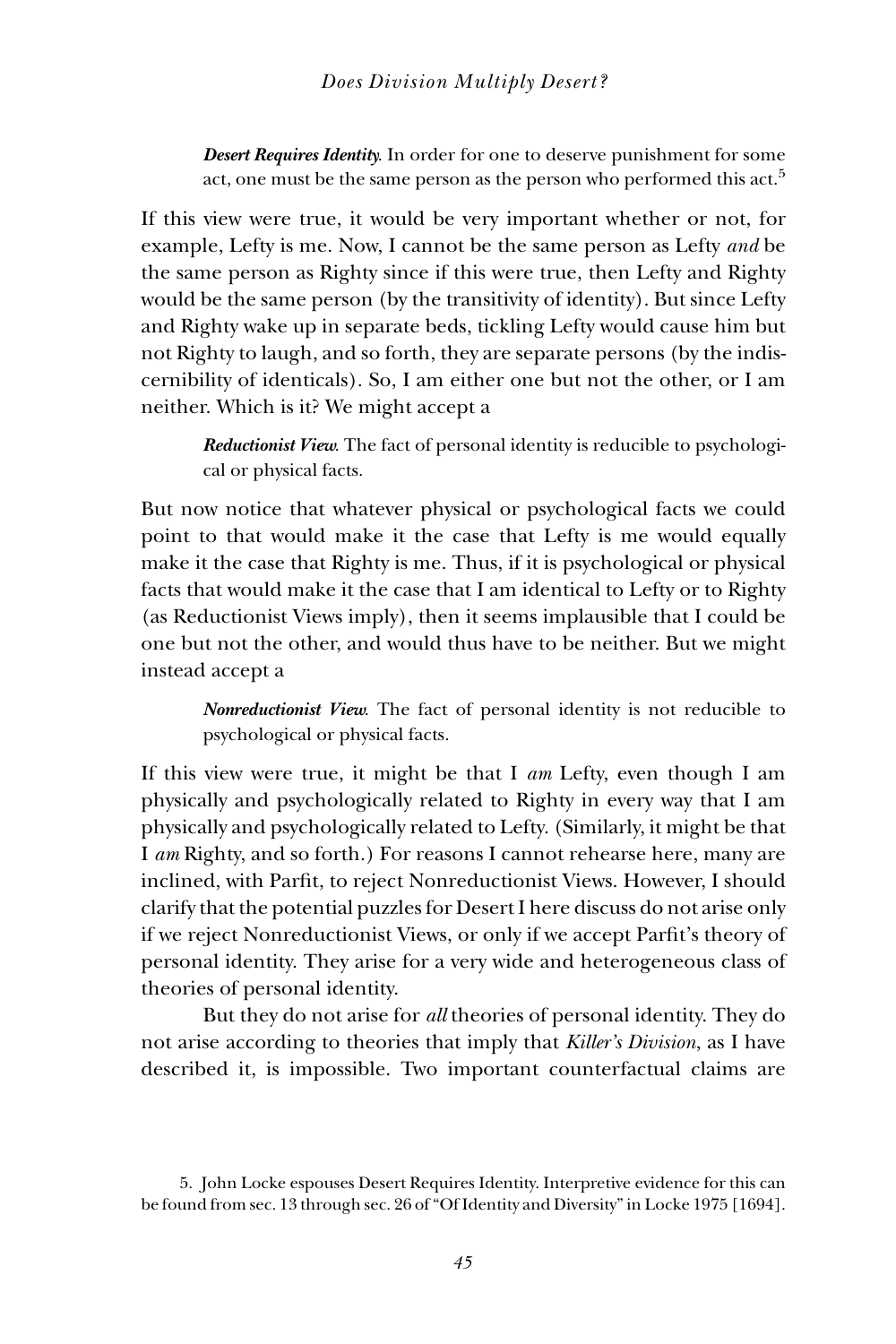> ***Desert Requires Identity.*** In order for one to deserve punishment for some act, one must be the same person as the person who performed this act.[5]

If this view were true, it would be very important whether or not, for example, Lefty is me. Now, I cannot be the same person as Lefty *and* be the same person as Righty since if this were true, then Lefty and Righty would be the same person (by the transitivity of identity). But since Lefty and Righty wake up in separate beds, tickling Lefty would cause him but not Righty to laugh, and so forth, they are separate persons (by the indiscernibility of identicals). So, I am either one but not the other, or I am neither. Which is it? We might accept a

> ***Reductionist View.*** The fact of personal identity is reducible to psychological or physical facts.

But now notice that whatever physical or psychological facts we could point to that would make it the case that Lefty is me would equally make it the case that Righty is me. Thus, if it is psychological or physical facts that would make it the case that I am identical to Lefty or to Righty (as Reductionist Views imply), then it seems implausible that I could be one but not the other, and would thus have to be neither. But we might instead accept a

> ***Nonreductionist View.*** The fact of personal identity is not reducible to psychological or physical facts.

If this view were true, it might be that I *am* Lefty, even though I am physically and psychologically related to Righty in every way that I am physically and psychologically related to Lefty. (Similarly, it might be that I *am* Righty, and so forth.) For reasons I cannot rehearse here, many are inclined, with Parfit, to reject Nonreductionist Views. However, I should clarify that the potential puzzles for Desert I here discuss do not arise only if we reject Nonreductionist Views, or only if we accept Parfit's theory of personal identity. They arise for a very wide and heterogeneous class of theories of personal identity.

But they do not arise for *all* theories of personal identity. They do not arise according to theories that imply that *Killer's Division*, as I have described it, is impossible. Two important counterfactual claims are

5. John Locke espouses Desert Requires Identity. Interpretive evidence for this can be found from sec. 13 through sec. 26 of "Of Identity and Diversity" in Locke 1975 [1694].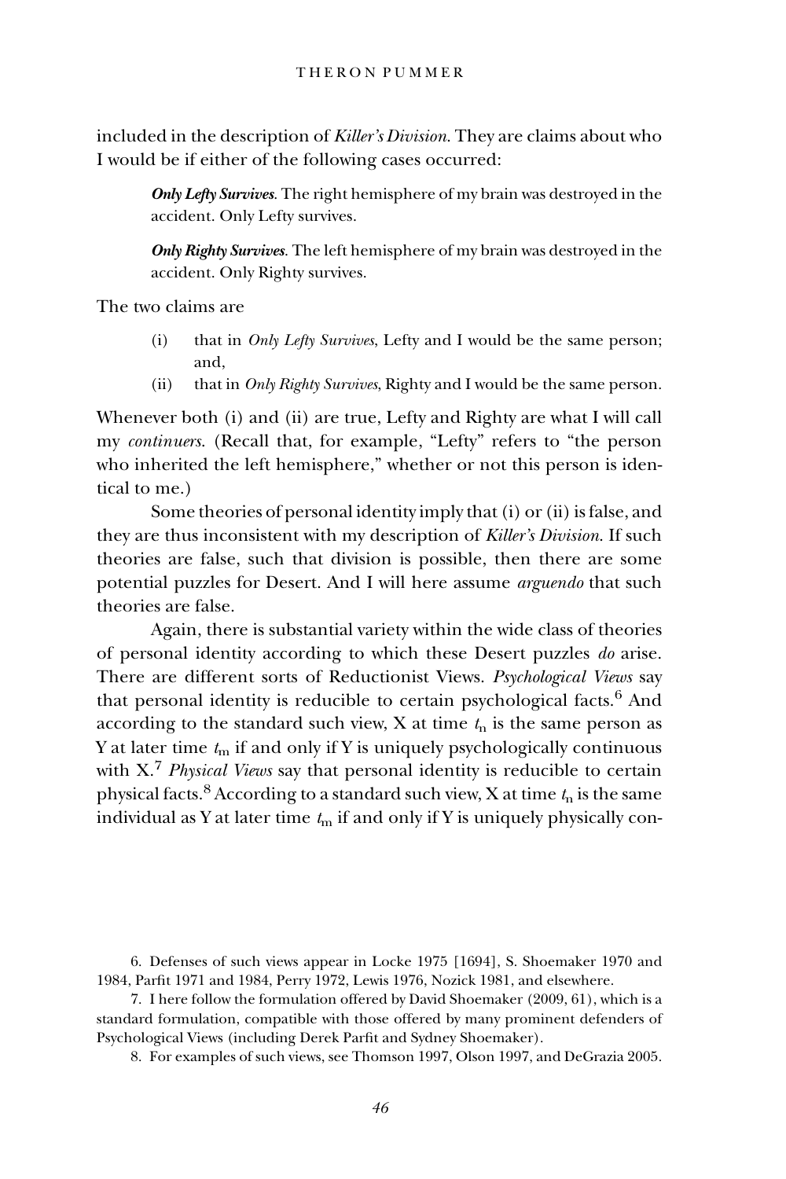included in the description of *Killer's Division*. They are claims about who I would be if either of the following cases occurred:

> ***Only Lefty Survives.*** The right hemisphere of my brain was destroyed in the accident. Only Lefty survives.
>
> ***Only Righty Survives.*** The left hemisphere of my brain was destroyed in the accident. Only Righty survives.

The two claims are

(i) that in *Only Lefty Survives*, Lefty and I would be the same person; and,

(ii) that in *Only Righty Survives*, Righty and I would be the same person.

Whenever both (i) and (ii) are true, Lefty and Righty are what I will call my *continuers*. (Recall that, for example, "Lefty" refers to "the person who inherited the left hemisphere," whether or not this person is identical to me.)

Some theories of personal identity imply that (i) or (ii) is false, and they are thus inconsistent with my description of *Killer's Division*. If such theories are false, such that division is possible, then there are some potential puzzles for Desert. And I will here assume *arguendo* that such theories are false.

Again, there is substantial variety within the wide class of theories of personal identity according to which these Desert puzzles *do* arise. There are different sorts of Reductionist Views. *Psychological Views* say that personal identity is reducible to certain psychological facts.[6] And according to the standard such view, X at time $t_n$ is the same person as Y at later time $t_m$ if and only if Y is uniquely psychologically continuous with X.[7] *Physical Views* say that personal identity is reducible to certain physical facts.[8] According to a standard such view, X at time $t_n$ is the same individual as Y at later time $t_m$ if and only if Y is uniquely physically con-

6. Defenses of such views appear in Locke 1975 [1694], S. Shoemaker 1970 and 1984, Parfit 1971 and 1984, Perry 1972, Lewis 1976, Nozick 1981, and elsewhere.

7. I here follow the formulation offered by David Shoemaker (2009, 61), which is a standard formulation, compatible with those offered by many prominent defenders of Psychological Views (including Derek Parfit and Sydney Shoemaker).

8. For examples of such views, see Thomson 1997, Olson 1997, and DeGrazia 2005.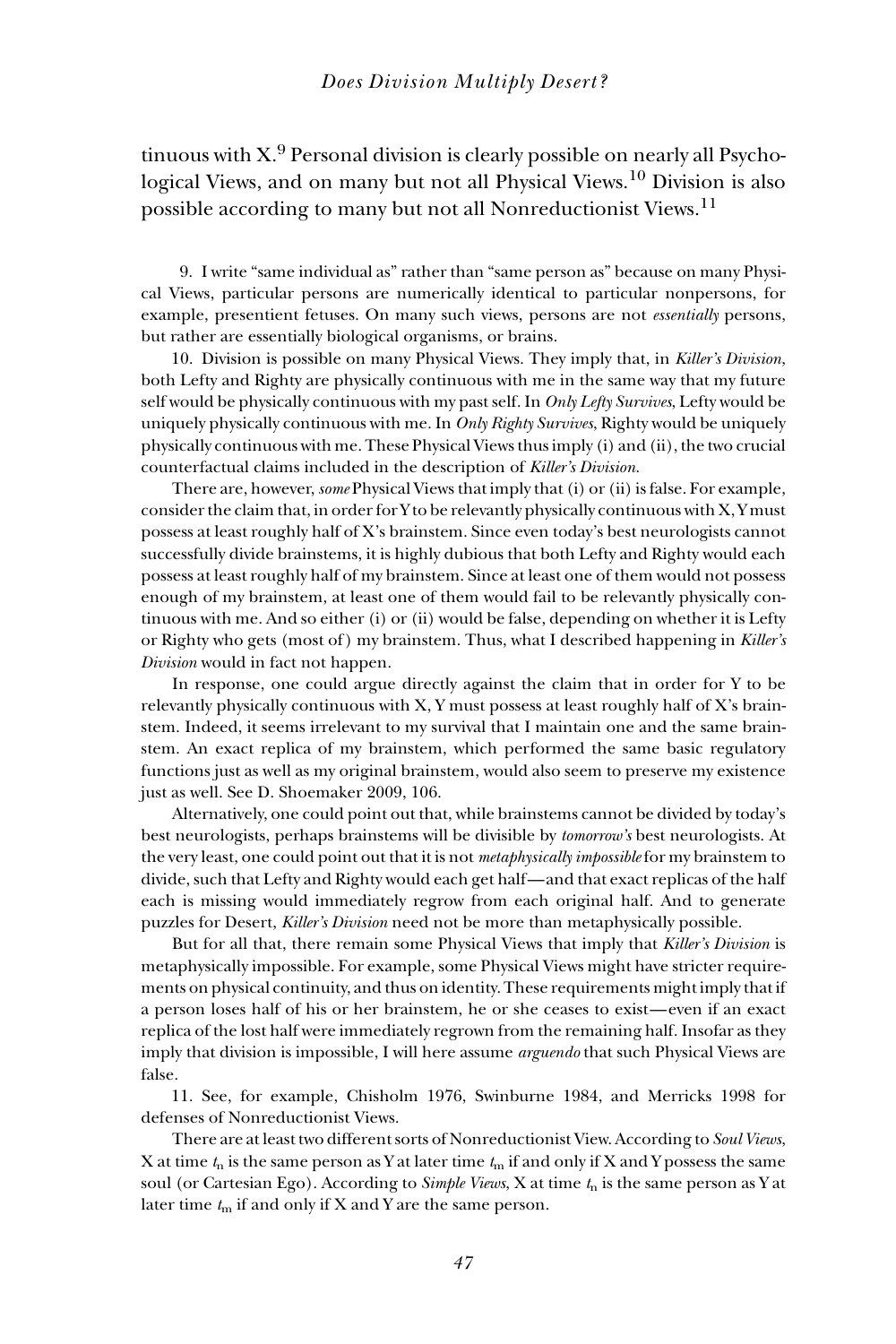tinuous with X.[9] Personal division is clearly possible on nearly all Psychological Views, and on many but not all Physical Views.[10] Division is also possible according to many but not all Nonreductionist Views.[11]

9. I write "same individual as" rather than "same person as" because on many Physical Views, particular persons are numerically identical to particular nonpersons, for example, presentient fetuses. On many such views, persons are not *essentially* persons, but rather are essentially biological organisms, or brains.

10. Division is possible on many Physical Views. They imply that, in *Killer's Division*, both Lefty and Righty are physically continuous with me in the same way that my future self would be physically continuous with my past self. In *Only Lefty Survives*, Lefty would be uniquely physically continuous with me. In *Only Righty Survives*, Righty would be uniquely physically continuous with me. These Physical Views thus imply (i) and (ii), the two crucial counterfactual claims included in the description of *Killer's Division*.

There are, however, *some* Physical Views that imply that (i) or (ii) is false. For example, consider the claim that, in order for Y to be relevantly physically continuous with X, Y must possess at least roughly half of X's brainstem. Since even today's best neurologists cannot successfully divide brainstems, it is highly dubious that both Lefty and Righty would each possess at least roughly half of my brainstem. Since at least one of them would not possess enough of my brainstem, at least one of them would fail to be relevantly physically continuous with me. And so either (i) or (ii) would be false, depending on whether it is Lefty or Righty who gets (most of) my brainstem. Thus, what I described happening in *Killer's Division* would in fact not happen.

In response, one could argue directly against the claim that in order for Y to be relevantly physically continuous with X, Y must possess at least roughly half of X's brainstem. Indeed, it seems irrelevant to my survival that I maintain one and the same brainstem. An exact replica of my brainstem, which performed the same basic regulatory functions just as well as my original brainstem, would also seem to preserve my existence just as well. See D. Shoemaker 2009, 106.

Alternatively, one could point out that, while brainstems cannot be divided by today's best neurologists, perhaps brainstems will be divisible by *tomorrow's* best neurologists. At the very least, one could point out that it is not *metaphysically impossible* for my brainstem to divide, such that Lefty and Righty would each get half—and that exact replicas of the half each is missing would immediately regrow from each original half. And to generate puzzles for Desert, *Killer's Division* need not be more than metaphysically possible.

But for all that, there remain some Physical Views that imply that *Killer's Division* is metaphysically impossible. For example, some Physical Views might have stricter requirements on physical continuity, and thus on identity. These requirements might imply that if a person loses half of his or her brainstem, he or she ceases to exist—even if an exact replica of the lost half were immediately regrown from the remaining half. Insofar as they imply that division is impossible, I will here assume *arguendo* that such Physical Views are false.

11. See, for example, Chisholm 1976, Swinburne 1984, and Merricks 1998 for defenses of Nonreductionist Views.

There are at least two different sorts of Nonreductionist View. According to *Soul Views*, X at time $t_n$ is the same person as Y at later time $t_m$ if and only if X and Y possess the same soul (or Cartesian Ego). According to *Simple Views*, X at time $t_n$ is the same person as Y at later time $t_m$ if and only if X and Y are the same person.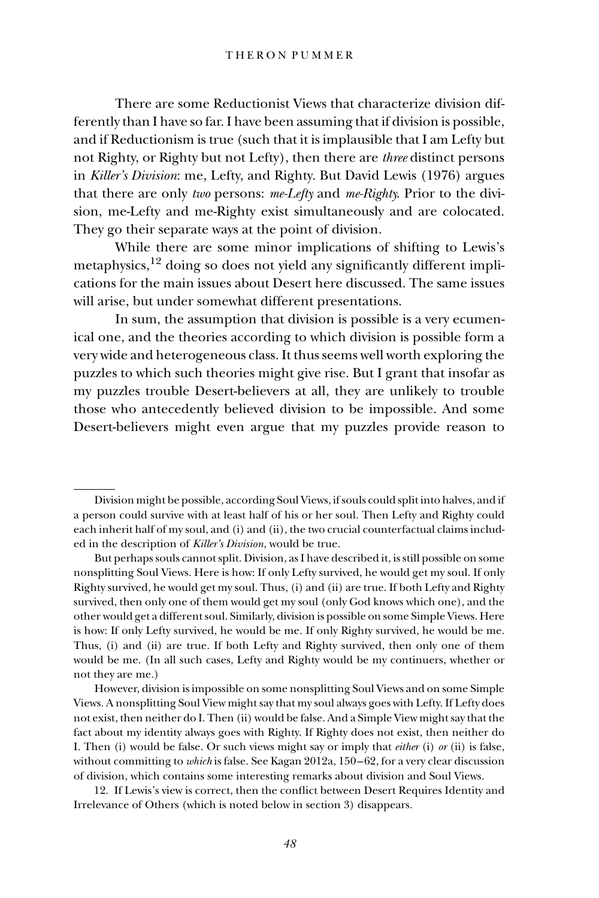There are some Reductionist Views that characterize division differently than I have so far. I have been assuming that if division is possible, and if Reductionism is true (such that it is implausible that I am Lefty but not Righty, or Righty but not Lefty), then there are *three* distinct persons in *Killer's Division*: me, Lefty, and Righty. But David Lewis (1976) argues that there are only *two* persons: *me-Lefty* and *me-Righty*. Prior to the division, me-Lefty and me-Righty exist simultaneously and are colocated. They go their separate ways at the point of division.

While there are some minor implications of shifting to Lewis's metaphysics,[12] doing so does not yield any significantly different implications for the main issues about Desert here discussed. The same issues will arise, but under somewhat different presentations.

In sum, the assumption that division is possible is a very ecumenical one, and the theories according to which division is possible form a very wide and heterogeneous class. It thus seems well worth exploring the puzzles to which such theories might give rise. But I grant that insofar as my puzzles trouble Desert-believers at all, they are unlikely to trouble those who antecedently believed division to be impossible. And some Desert-believers might even argue that my puzzles provide reason to

---

Division might be possible, according Soul Views, if souls could split into halves, and if a person could survive with at least half of his or her soul. Then Lefty and Righty could each inherit half of my soul, and (i) and (ii), the two crucial counterfactual claims included in the description of *Killer's Division*, would be true.

But perhaps souls cannot split. Division, as I have described it, is still possible on some nonsplitting Soul Views. Here is how: If only Lefty survived, he would get my soul. If only Righty survived, he would get my soul. Thus, (i) and (ii) are true. If both Lefty and Righty survived, then only one of them would get my soul (only God knows which one), and the other would get a different soul. Similarly, division is possible on some Simple Views. Here is how: If only Lefty survived, he would be me. If only Righty survived, he would be me. Thus, (i) and (ii) are true. If both Lefty and Righty survived, then only one of them would be me. (In all such cases, Lefty and Righty would be my continuers, whether or not they are me.)

However, division is impossible on some nonsplitting Soul Views and on some Simple Views. A nonsplitting Soul View might say that my soul always goes with Lefty. If Lefty does not exist, then neither do I. Then (ii) would be false. And a Simple View might say that the fact about my identity always goes with Righty. If Righty does not exist, then neither do I. Then (i) would be false. Or such views might say or imply that *either* (i) *or* (ii) is false, without committing to *which* is false. See Kagan 2012a, 150–62, for a very clear discussion of division, which contains some interesting remarks about division and Soul Views.

12. If Lewis's view is correct, then the conflict between Desert Requires Identity and Irrelevance of Others (which is noted below in section 3) disappears.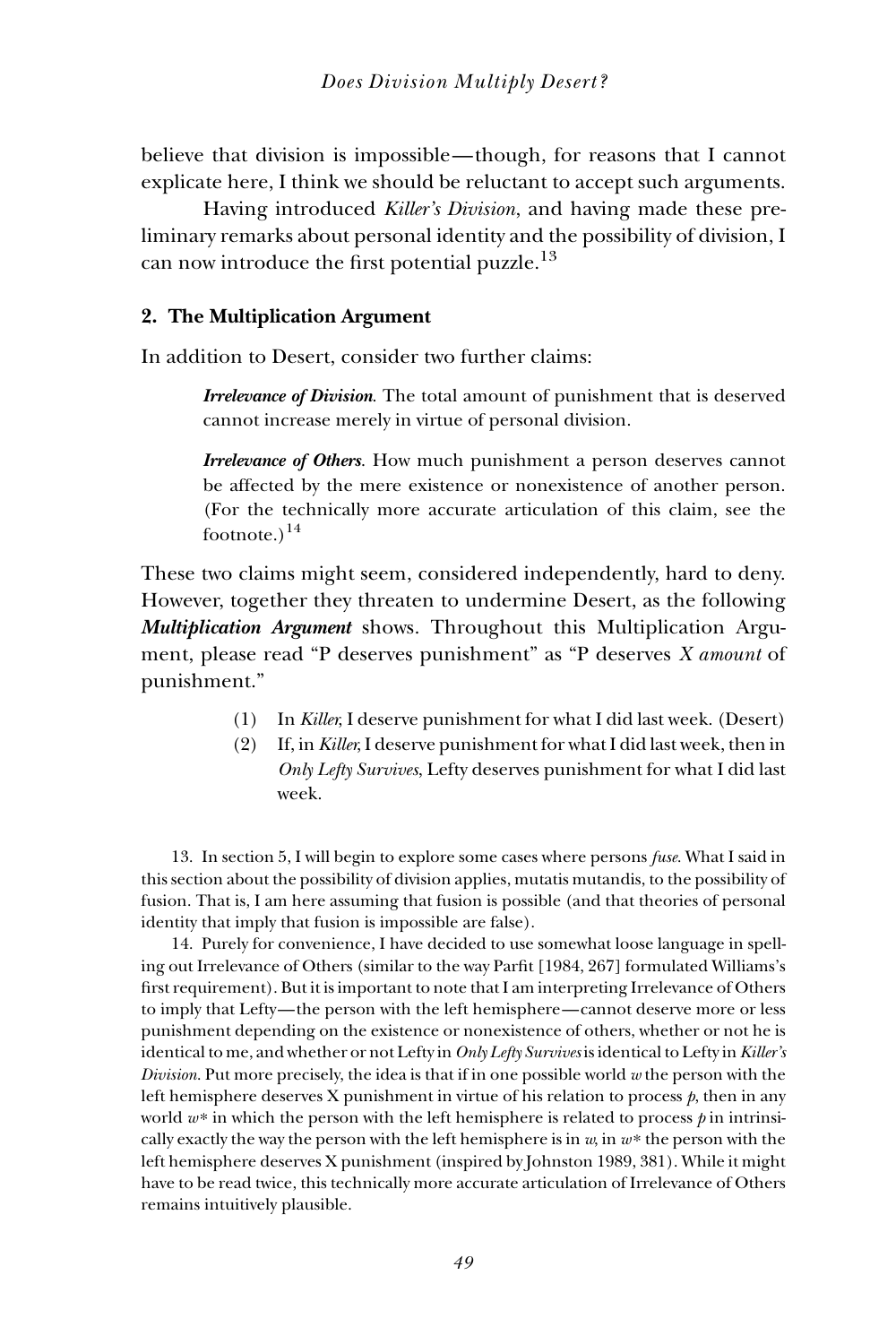believe that division is impossible—though, for reasons that I cannot explicate here, I think we should be reluctant to accept such arguments.

Having introduced *Killer's Division*, and having made these preliminary remarks about personal identity and the possibility of division, I can now introduce the first potential puzzle.[13]

## 2. The Multiplication Argument

In addition to Desert, consider two further claims:

> ***Irrelevance of Division.*** The total amount of punishment that is deserved cannot increase merely in virtue of personal division.
>
> ***Irrelevance of Others.*** How much punishment a person deserves cannot be affected by the mere existence or nonexistence of another person. (For the technically more accurate articulation of this claim, see the footnote.)[14]

These two claims might seem, considered independently, hard to deny. However, together they threaten to undermine Desert, as the following ***Multiplication Argument*** shows. Throughout this Multiplication Argument, please read "P deserves punishment" as "P deserves *X amount* of punishment."

> (1) In *Killer*, I deserve punishment for what I did last week. (Desert)
>
> (2) If, in *Killer*, I deserve punishment for what I did last week, then in *Only Lefty Survives*, Lefty deserves punishment for what I did last week.

13. In section 5, I will begin to explore some cases where persons *fuse*. What I said in this section about the possibility of division applies, mutatis mutandis, to the possibility of fusion. That is, I am here assuming that fusion is possible (and that theories of personal identity that imply that fusion is impossible are false).

14. Purely for convenience, I have decided to use somewhat loose language in spelling out Irrelevance of Others (similar to the way Parfit [1984, 267] formulated Williams's first requirement). But it is important to note that I am interpreting Irrelevance of Others to imply that Lefty—the person with the left hemisphere—cannot deserve more or less punishment depending on the existence or nonexistence of others, whether or not he is identical to me, and whether or not Lefty in *Only Lefty Survives* is identical to Lefty in *Killer's Division*. Put more precisely, the idea is that if in one possible world $w$ the person with the left hemisphere deserves X punishment in virtue of his relation to process $p$, then in any world $w^*$ in which the person with the left hemisphere is related to process $p$ in intrinsically exactly the way the person with the left hemisphere is in $w$, in $w^*$ the person with the left hemisphere deserves X punishment (inspired by Johnston 1989, 381). While it might have to be read twice, this technically more accurate articulation of Irrelevance of Others remains intuitively plausible.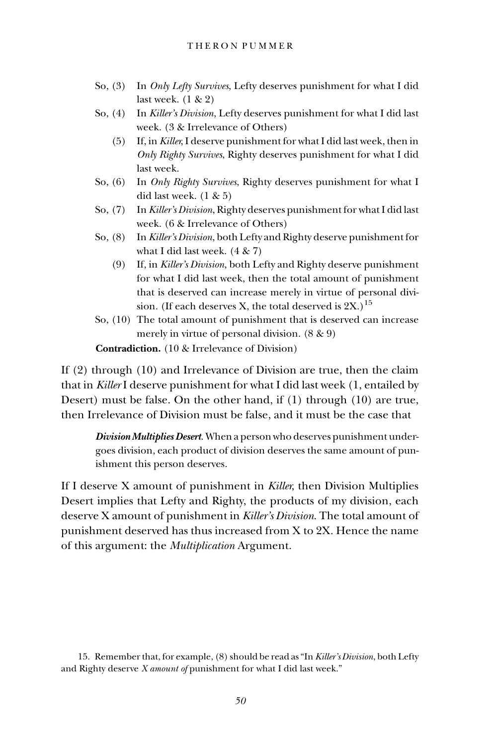So, (3) In *Only Lefty Survives*, Lefty deserves punishment for what I did last week. (1 & 2)

So, (4) In *Killer's Division*, Lefty deserves punishment for what I did last week. (3 & Irrelevance of Others)

(5) If, in *Killer*, I deserve punishment for what I did last week, then in *Only Righty Survives*, Righty deserves punishment for what I did last week.

So, (6) In *Only Righty Survives*, Righty deserves punishment for what I did last week. (1 & 5)

So, (7) In *Killer's Division*, Righty deserves punishment for what I did last week. (6 & Irrelevance of Others)

So, (8) In *Killer's Division*, both Lefty and Righty deserve punishment for what I did last week. (4 & 7)

(9) If, in *Killer's Division*, both Lefty and Righty deserve punishment for what I did last week, then the total amount of punishment that is deserved can increase merely in virtue of personal division. (If each deserves X, the total deserved is 2X.)[15]

So, (10) The total amount of punishment that is deserved can increase merely in virtue of personal division. (8 & 9)

**Contradiction.** (10 & Irrelevance of Division)

If (2) through (10) and Irrelevance of Division are true, then the claim that in *Killer* I deserve punishment for what I did last week (1, entailed by Desert) must be false. On the other hand, if (1) through (10) are true, then Irrelevance of Division must be false, and it must be the case that

> ***Division Multiplies Desert.*** When a person who deserves punishment undergoes division, each product of division deserves the same amount of punishment this person deserves.

If I deserve X amount of punishment in *Killer*, then Division Multiplies Desert implies that Lefty and Righty, the products of my division, each deserve X amount of punishment in *Killer's Division*. The total amount of punishment deserved has thus increased from X to 2X. Hence the name of this argument: the *Multiplication* Argument.

15. Remember that, for example, (8) should be read as "In *Killer's Division*, both Lefty and Righty deserve *X amount of* punishment for what I did last week."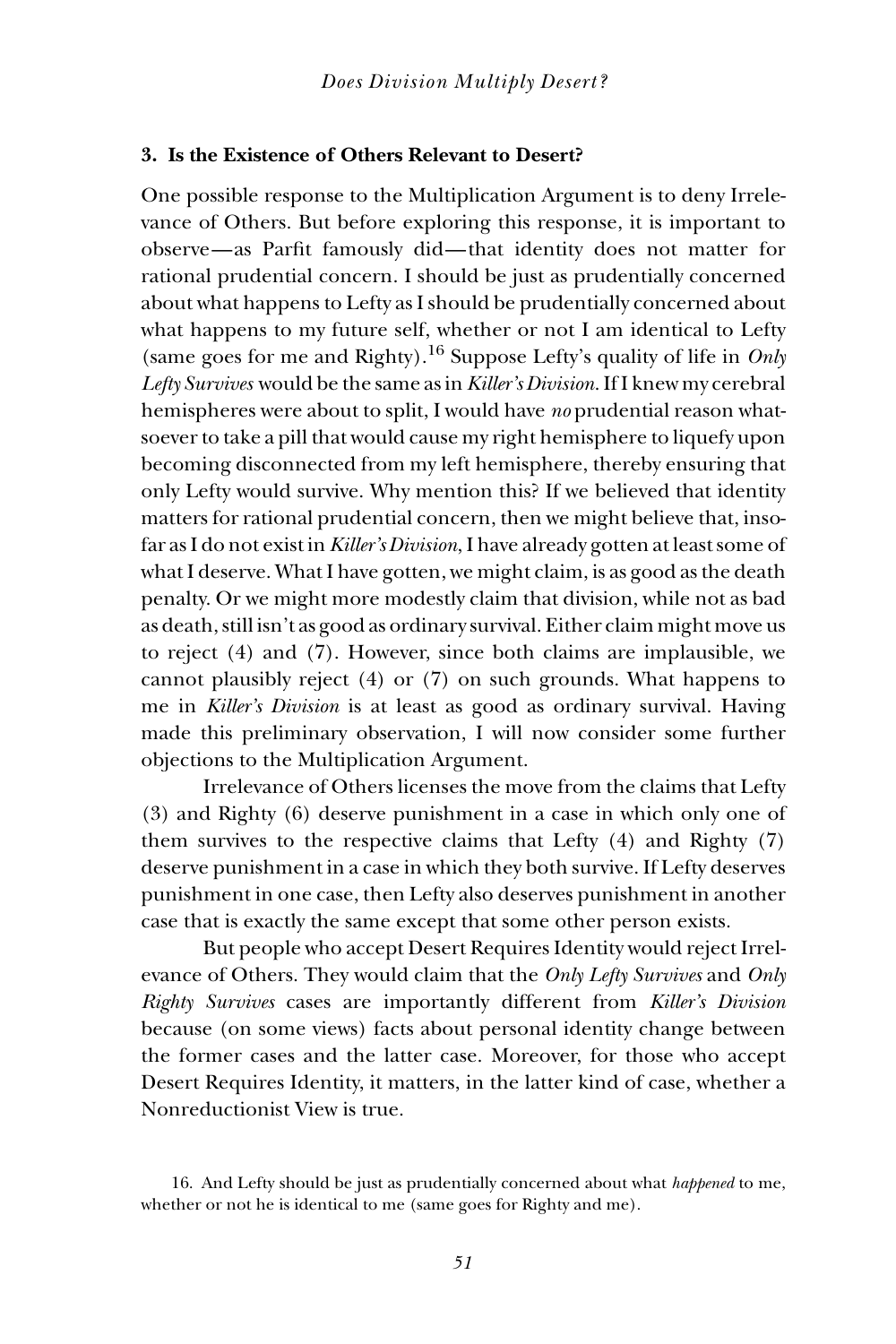### 3. Is the Existence of Others Relevant to Desert?

One possible response to the Multiplication Argument is to deny Irrelevance of Others. But before exploring this response, it is important to observe—as Parfit famously did—that identity does not matter for rational prudential concern. I should be just as prudentially concerned about what happens to Lefty as I should be prudentially concerned about what happens to my future self, whether or not I am identical to Lefty (same goes for me and Righty).[16] Suppose Lefty's quality of life in *Only Lefty Survives* would be the same as in *Killer's Division*. If I knew my cerebral hemispheres were about to split, I would have *no* prudential reason whatsoever to take a pill that would cause my right hemisphere to liquefy upon becoming disconnected from my left hemisphere, thereby ensuring that only Lefty would survive. Why mention this? If we believed that identity matters for rational prudential concern, then we might believe that, insofar as I do not exist in *Killer's Division*, I have already gotten at least some of what I deserve. What I have gotten, we might claim, is as good as the death penalty. Or we might more modestly claim that division, while not as bad as death, still isn't as good as ordinary survival. Either claim might move us to reject (4) and (7). However, since both claims are implausible, we cannot plausibly reject (4) or (7) on such grounds. What happens to me in *Killer's Division* is at least as good as ordinary survival. Having made this preliminary observation, I will now consider some further objections to the Multiplication Argument.

Irrelevance of Others licenses the move from the claims that Lefty (3) and Righty (6) deserve punishment in a case in which only one of them survives to the respective claims that Lefty (4) and Righty (7) deserve punishment in a case in which they both survive. If Lefty deserves punishment in one case, then Lefty also deserves punishment in another case that is exactly the same except that some other person exists.

But people who accept Desert Requires Identity would reject Irrelevance of Others. They would claim that the *Only Lefty Survives* and *Only Righty Survives* cases are importantly different from *Killer's Division* because (on some views) facts about personal identity change between the former cases and the latter case. Moreover, for those who accept Desert Requires Identity, it matters, in the latter kind of case, whether a Nonreductionist View is true.

16. And Lefty should be just as prudentially concerned about what *happened* to me, whether or not he is identical to me (same goes for Righty and me).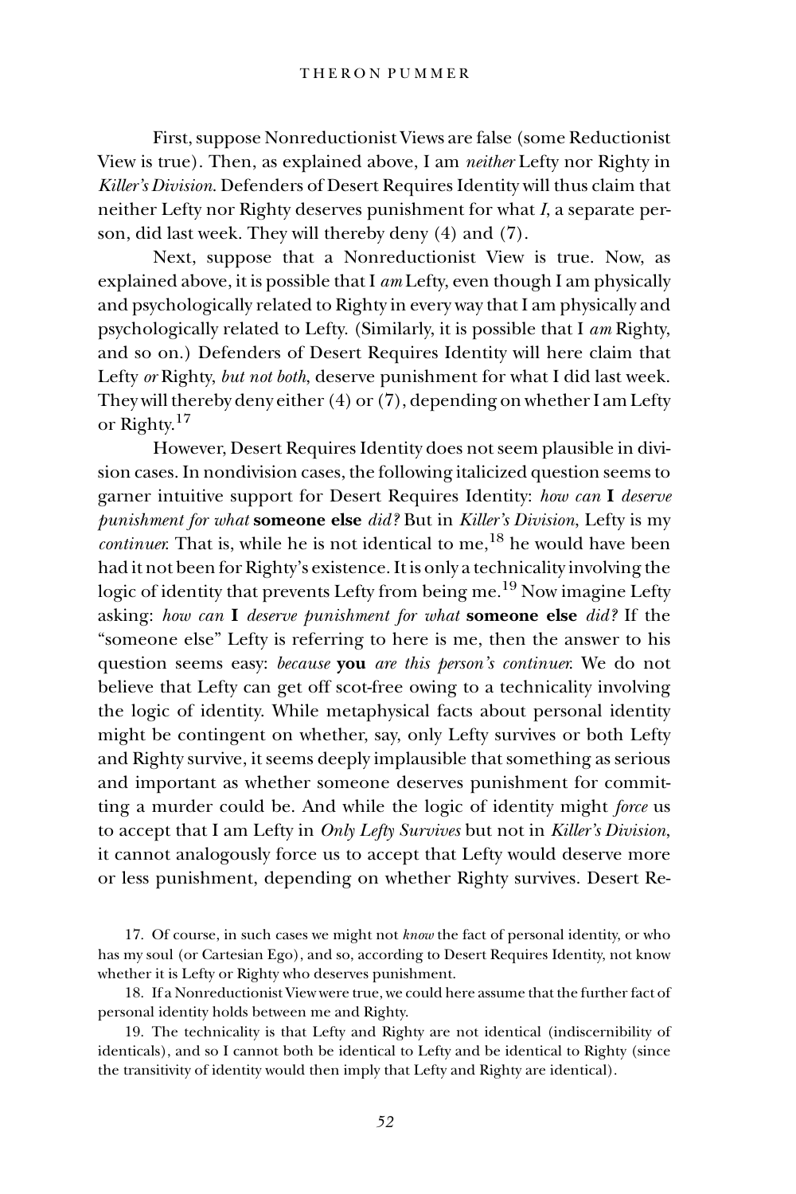First, suppose Nonreductionist Views are false (some Reductionist View is true). Then, as explained above, I am *neither* Lefty nor Righty in *Killer's Division*. Defenders of Desert Requires Identity will thus claim that neither Lefty nor Righty deserves punishment for what *I*, a separate person, did last week. They will thereby deny (4) and (7).

Next, suppose that a Nonreductionist View is true. Now, as explained above, it is possible that I *am* Lefty, even though I am physically and psychologically related to Righty in every way that I am physically and psychologically related to Lefty. (Similarly, it is possible that I *am* Righty, and so on.) Defenders of Desert Requires Identity will here claim that Lefty *or* Righty, *but not both*, deserve punishment for what I did last week. They will thereby deny either (4) or (7), depending on whether I am Lefty or Righty.[17]

However, Desert Requires Identity does not seem plausible in division cases. In nondivision cases, the following italicized question seems to garner intuitive support for Desert Requires Identity: *how can* **I** *deserve punishment for what* **someone else** *did?* But in *Killer's Division*, Lefty is my *continuer.* That is, while he is not identical to me,[18] he would have been had it not been for Righty's existence. It is only a technicality involving the logic of identity that prevents Lefty from being me.[19] Now imagine Lefty asking: *how can* **I** *deserve punishment for what* **someone else** *did?* If the "someone else" Lefty is referring to here is me, then the answer to his question seems easy: *because* **you** *are this person's continuer.* We do not believe that Lefty can get off scot-free owing to a technicality involving the logic of identity. While metaphysical facts about personal identity might be contingent on whether, say, only Lefty survives or both Lefty and Righty survive, it seems deeply implausible that something as serious and important as whether someone deserves punishment for committing a murder could be. And while the logic of identity might *force* us to accept that I am Lefty in *Only Lefty Survives* but not in *Killer's Division*, it cannot analogously force us to accept that Lefty would deserve more or less punishment, depending on whether Righty survives. Desert Re-

17. Of course, in such cases we might not *know* the fact of personal identity, or who has my soul (or Cartesian Ego), and so, according to Desert Requires Identity, not know whether it is Lefty or Righty who deserves punishment.

18. If a Nonreductionist View were true, we could here assume that the further fact of personal identity holds between me and Righty.

19. The technicality is that Lefty and Righty are not identical (indiscernibility of identicals), and so I cannot both be identical to Lefty and be identical to Righty (since the transitivity of identity would then imply that Lefty and Righty are identical).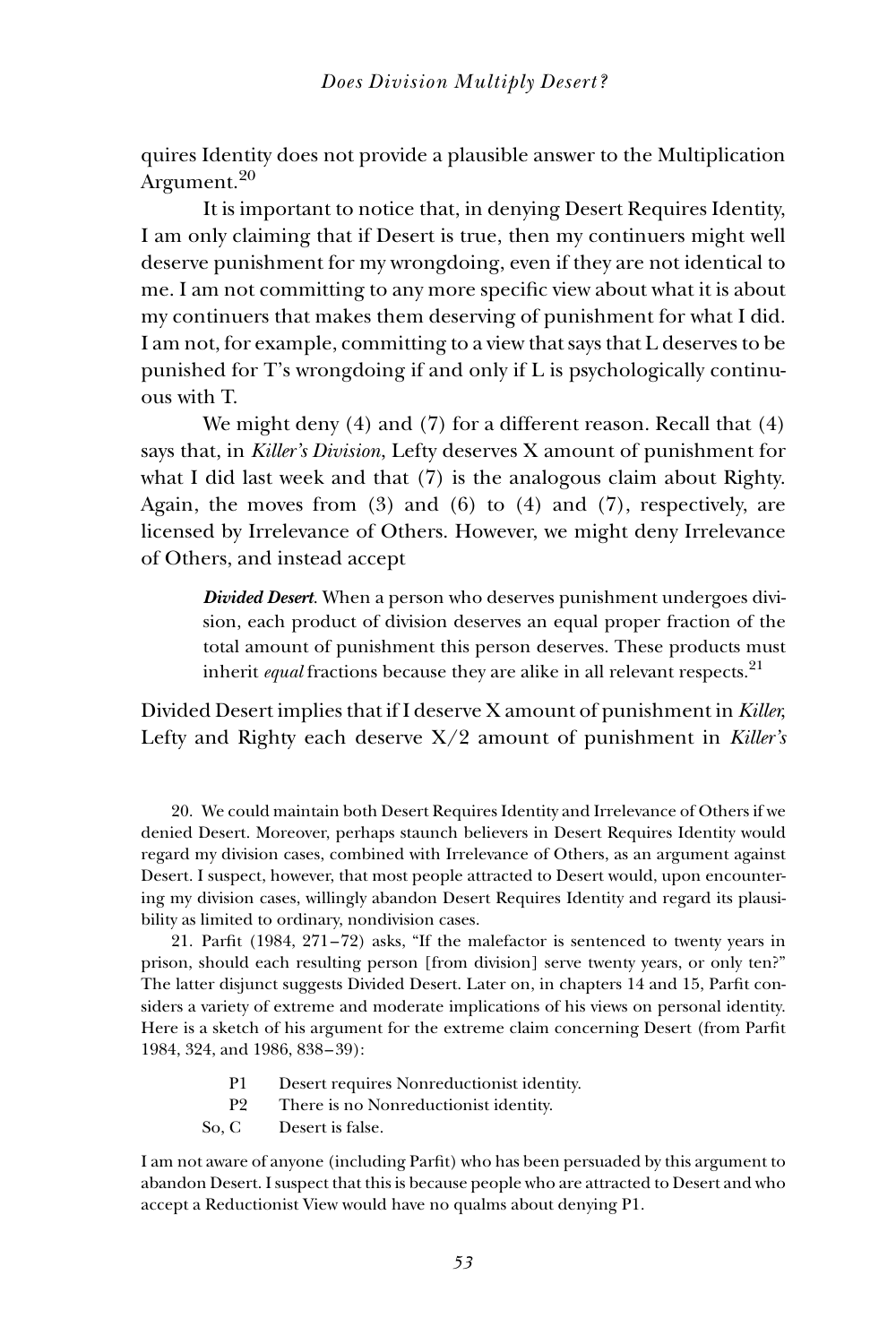quires Identity does not provide a plausible answer to the Multiplication Argument.[20]

It is important to notice that, in denying Desert Requires Identity, I am only claiming that if Desert is true, then my continuers might well deserve punishment for my wrongdoing, even if they are not identical to me. I am not committing to any more specific view about what it is about my continuers that makes them deserving of punishment for what I did. I am not, for example, committing to a view that says that L deserves to be punished for T's wrongdoing if and only if L is psychologically continuous with T.

We might deny (4) and (7) for a different reason. Recall that (4) says that, in *Killer's Division*, Lefty deserves X amount of punishment for what I did last week and that (7) is the analogous claim about Righty. Again, the moves from (3) and (6) to (4) and (7), respectively, are licensed by Irrelevance of Others. However, we might deny Irrelevance of Others, and instead accept

> ***Divided Desert.*** When a person who deserves punishment undergoes division, each product of division deserves an equal proper fraction of the total amount of punishment this person deserves. These products must inherit *equal* fractions because they are alike in all relevant respects.[21]

Divided Desert implies that if I deserve X amount of punishment in *Killer*, Lefty and Righty each deserve X/2 amount of punishment in *Killer's*

20. We could maintain both Desert Requires Identity and Irrelevance of Others if we denied Desert. Moreover, perhaps staunch believers in Desert Requires Identity would regard my division cases, combined with Irrelevance of Others, as an argument against Desert. I suspect, however, that most people attracted to Desert would, upon encountering my division cases, willingly abandon Desert Requires Identity and regard its plausibility as limited to ordinary, nondivision cases.

21. Parfit (1984, 271–72) asks, "If the malefactor is sentenced to twenty years in prison, should each resulting person [from division] serve twenty years, or only ten?" The latter disjunct suggests Divided Desert. Later on, in chapters 14 and 15, Parfit considers a variety of extreme and moderate implications of his views on personal identity. Here is a sketch of his argument for the extreme claim concerning Desert (from Parfit 1984, 324, and 1986, 838–39):

P1 Desert requires Nonreductionist identity.
P2 There is no Nonreductionist identity.
So, C Desert is false.

I am not aware of anyone (including Parfit) who has been persuaded by this argument to abandon Desert. I suspect that this is because people who are attracted to Desert and who accept a Reductionist View would have no qualms about denying P1.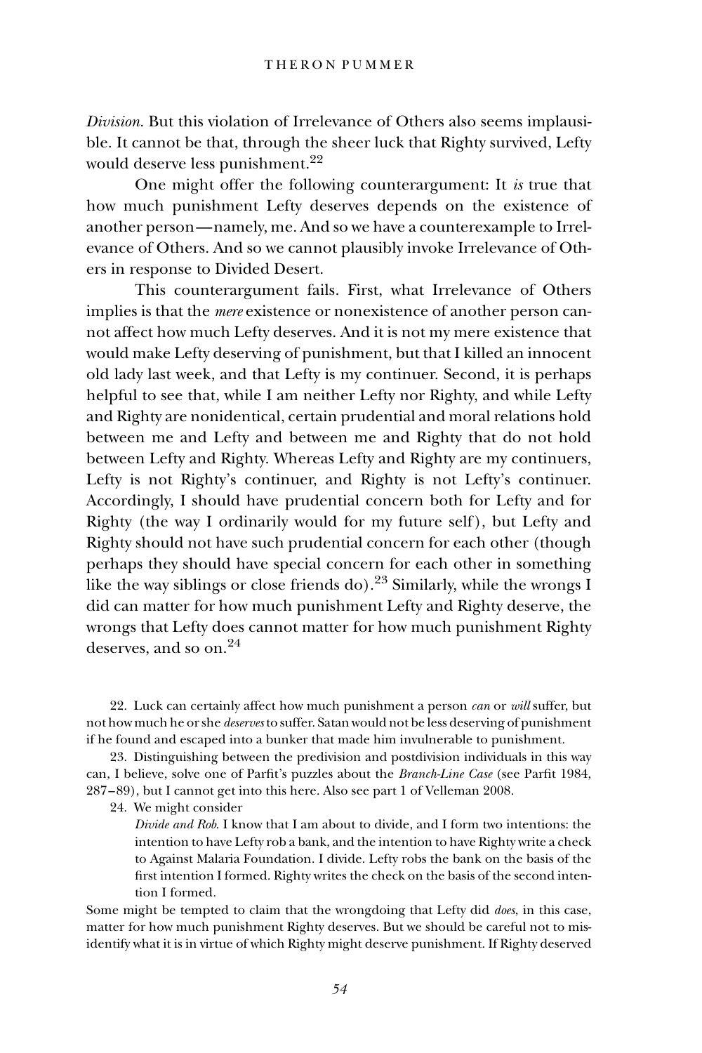*Division*. But this violation of Irrelevance of Others also seems implausible. It cannot be that, through the sheer luck that Righty survived, Lefty would deserve less punishment.[22]

One might offer the following counterargument: It *is* true that how much punishment Lefty deserves depends on the existence of another person—namely, me. And so we have a counterexample to Irrelevance of Others. And so we cannot plausibly invoke Irrelevance of Others in response to Divided Desert.

This counterargument fails. First, what Irrelevance of Others implies is that the *mere* existence or nonexistence of another person cannot affect how much Lefty deserves. And it is not my mere existence that would make Lefty deserving of punishment, but that I killed an innocent old lady last week, and that Lefty is my continuer. Second, it is perhaps helpful to see that, while I am neither Lefty nor Righty, and while Lefty and Righty are nonidentical, certain prudential and moral relations hold between me and Lefty and between me and Righty that do not hold between Lefty and Righty. Whereas Lefty and Righty are my continuers, Lefty is not Righty's continuer, and Righty is not Lefty's continuer. Accordingly, I should have prudential concern both for Lefty and for Righty (the way I ordinarily would for my future self), but Lefty and Righty should not have such prudential concern for each other (though perhaps they should have special concern for each other in something like the way siblings or close friends do).[23] Similarly, while the wrongs I did can matter for how much punishment Lefty and Righty deserve, the wrongs that Lefty does cannot matter for how much punishment Righty deserves, and so on.[24]

22. Luck can certainly affect how much punishment a person *can* or *will* suffer, but not how much he or she *deserves* to suffer. Satan would not be less deserving of punishment if he found and escaped into a bunker that made him invulnerable to punishment.

23. Distinguishing between the predivision and postdivision individuals in this way can, I believe, solve one of Parfit's puzzles about the *Branch-Line Case* (see Parfit 1984, 287–89), but I cannot get into this here. Also see part 1 of Velleman 2008.

24. We might consider

> *Divide and Rob*. I know that I am about to divide, and I form two intentions: the intention to have Lefty rob a bank, and the intention to have Righty write a check to Against Malaria Foundation. I divide. Lefty robs the bank on the basis of the first intention I formed. Righty writes the check on the basis of the second intention I formed.

Some might be tempted to claim that the wrongdoing that Lefty did *does*, in this case, matter for how much punishment Righty deserves. But we should be careful not to misidentify what it is in virtue of which Righty might deserve punishment. If Righty deserved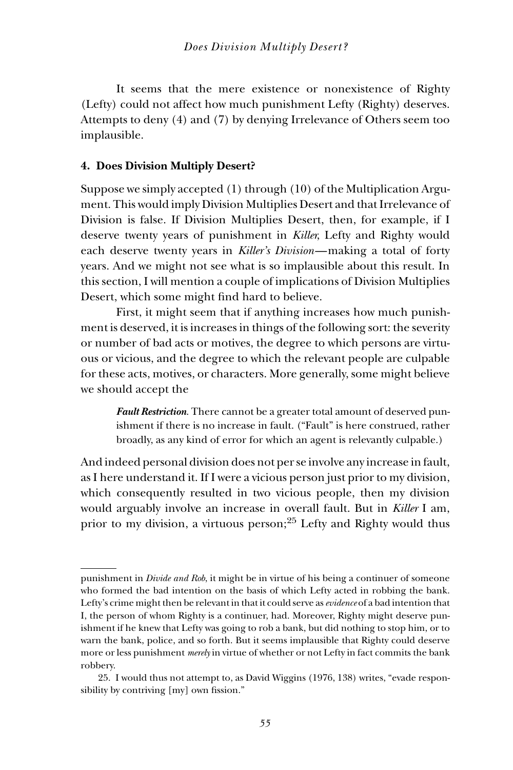It seems that the mere existence or nonexistence of Righty (Lefty) could not affect how much punishment Lefty (Righty) deserves. Attempts to deny (4) and (7) by denying Irrelevance of Others seem too implausible.

## 4. Does Division Multiply Desert?

Suppose we simply accepted (1) through (10) of the Multiplication Argument. This would imply Division Multiplies Desert and that Irrelevance of Division is false. If Division Multiplies Desert, then, for example, if I deserve twenty years of punishment in *Killer*, Lefty and Righty would each deserve twenty years in *Killer's Division*—making a total of forty years. And we might not see what is so implausible about this result. In this section, I will mention a couple of implications of Division Multiplies Desert, which some might find hard to believe.

First, it might seem that if anything increases how much punishment is deserved, it is increases in things of the following sort: the severity or number of bad acts or motives, the degree to which persons are virtuous or vicious, and the degree to which the relevant people are culpable for these acts, motives, or characters. More generally, some might believe we should accept the

> ***Fault Restriction***. There cannot be a greater total amount of deserved punishment if there is no increase in fault. ("Fault" is here construed, rather broadly, as any kind of error for which an agent is relevantly culpable.)

And indeed personal division does not per se involve any increase in fault, as I here understand it. If I were a vicious person just prior to my division, which consequently resulted in two vicious people, then my division would arguably involve an increase in overall fault. But in *Killer* I am, prior to my division, a virtuous person;[25] Lefty and Righty would thus

---

punishment in *Divide and Rob*, it might be in virtue of his being a continuer of someone who formed the bad intention on the basis of which Lefty acted in robbing the bank. Lefty's crime might then be relevant in that it could serve as *evidence* of a bad intention that I, the person of whom Righty is a continuer, had. Moreover, Righty might deserve punishment if he knew that Lefty was going to rob a bank, but did nothing to stop him, or to warn the bank, police, and so forth. But it seems implausible that Righty could deserve more or less punishment *merely* in virtue of whether or not Lefty in fact commits the bank robbery.

25. I would thus not attempt to, as David Wiggins (1976, 138) writes, "evade responsibility by contriving [my] own fission."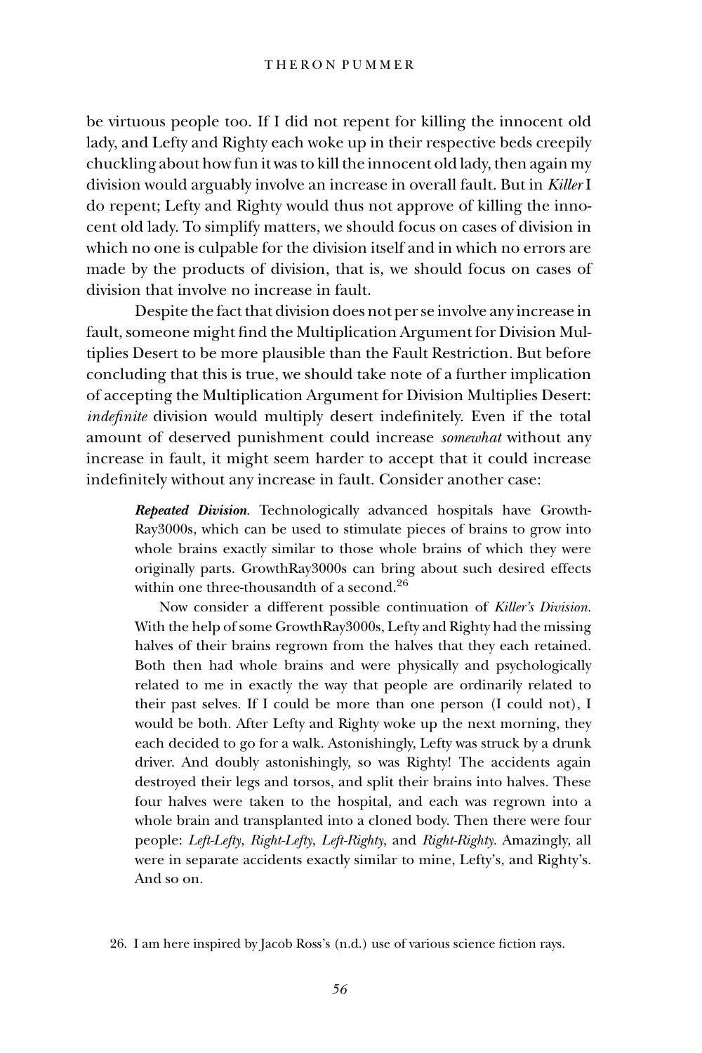be virtuous people too. If I did not repent for killing the innocent old lady, and Lefty and Righty each woke up in their respective beds creepily chuckling about how fun it was to kill the innocent old lady, then again my division would arguably involve an increase in overall fault. But in *Killer* I do repent; Lefty and Righty would thus not approve of killing the innocent old lady. To simplify matters, we should focus on cases of division in which no one is culpable for the division itself and in which no errors are made by the products of division, that is, we should focus on cases of division that involve no increase in fault.

Despite the fact that division does not per se involve any increase in fault, someone might find the Multiplication Argument for Division Multiplies Desert to be more plausible than the Fault Restriction. But before concluding that this is true, we should take note of a further implication of accepting the Multiplication Argument for Division Multiplies Desert: *indefinite* division would multiply desert indefinitely. Even if the total amount of deserved punishment could increase *somewhat* without any increase in fault, it might seem harder to accept that it could increase indefinitely without any increase in fault. Consider another case:

> ***Repeated Division***. Technologically advanced hospitals have GrowthRay3000s, which can be used to stimulate pieces of brains to grow into whole brains exactly similar to those whole brains of which they were originally parts. GrowthRay3000s can bring about such desired effects within one three-thousandth of a second.[26]
>
> Now consider a different possible continuation of *Killer's Division*. With the help of some GrowthRay3000s, Lefty and Righty had the missing halves of their brains regrown from the halves that they each retained. Both then had whole brains and were physically and psychologically related to me in exactly the way that people are ordinarily related to their past selves. If I could be more than one person (I could not), I would be both. After Lefty and Righty woke up the next morning, they each decided to go for a walk. Astonishingly, Lefty was struck by a drunk driver. And doubly astonishingly, so was Righty! The accidents again destroyed their legs and torsos, and split their brains into halves. These four halves were taken to the hospital, and each was regrown into a whole brain and transplanted into a cloned body. Then there were four people: *Left-Lefty*, *Right-Lefty*, *Left-Righty*, and *Right-Righty*. Amazingly, all were in separate accidents exactly similar to mine, Lefty's, and Righty's. And so on.

26. I am here inspired by Jacob Ross's (n.d.) use of various science fiction rays.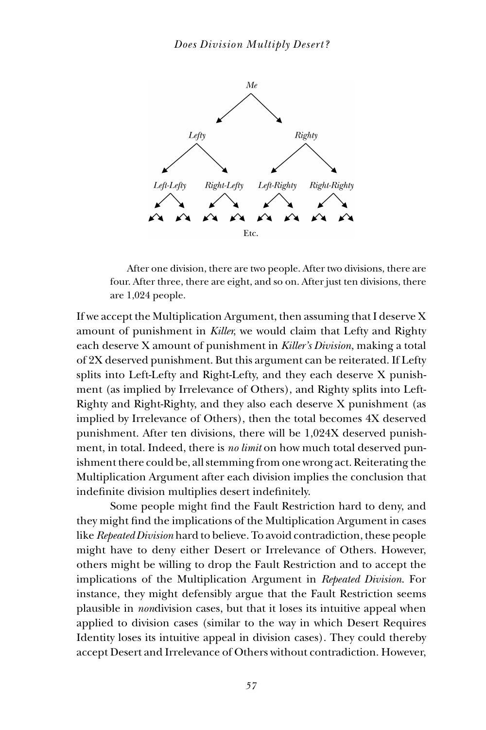After one division, there are two people. After two divisions, there are four. After three, there are eight, and so on. After just ten divisions, there are 1,024 people.

If we accept the Multiplication Argument, then assuming that I deserve X amount of punishment in *Killer*, we would claim that Lefty and Righty each deserve X amount of punishment in *Killer's Division*, making a total of 2X deserved punishment. But this argument can be reiterated. If Lefty splits into Left-Lefty and Right-Lefty, and they each deserve X punishment (as implied by Irrelevance of Others), and Righty splits into Left-Righty and Right-Righty, and they also each deserve X punishment (as implied by Irrelevance of Others), then the total becomes 4X deserved punishment. After ten divisions, there will be 1,024X deserved punishment, in total. Indeed, there is *no limit* on how much total deserved punishment there could be, all stemming from one wrong act. Reiterating the Multiplication Argument after each division implies the conclusion that indefinite division multiplies desert indefinitely.

Some people might find the Fault Restriction hard to deny, and they might find the implications of the Multiplication Argument in cases like *Repeated Division* hard to believe. To avoid contradiction, these people might have to deny either Desert or Irrelevance of Others. However, others might be willing to drop the Fault Restriction and to accept the implications of the Multiplication Argument in *Repeated Division*. For instance, they might defensibly argue that the Fault Restriction seems plausible in *non*division cases, but that it loses its intuitive appeal when applied to division cases (similar to the way in which Desert Requires Identity loses its intuitive appeal in division cases). They could thereby accept Desert and Irrelevance of Others without contradiction. However,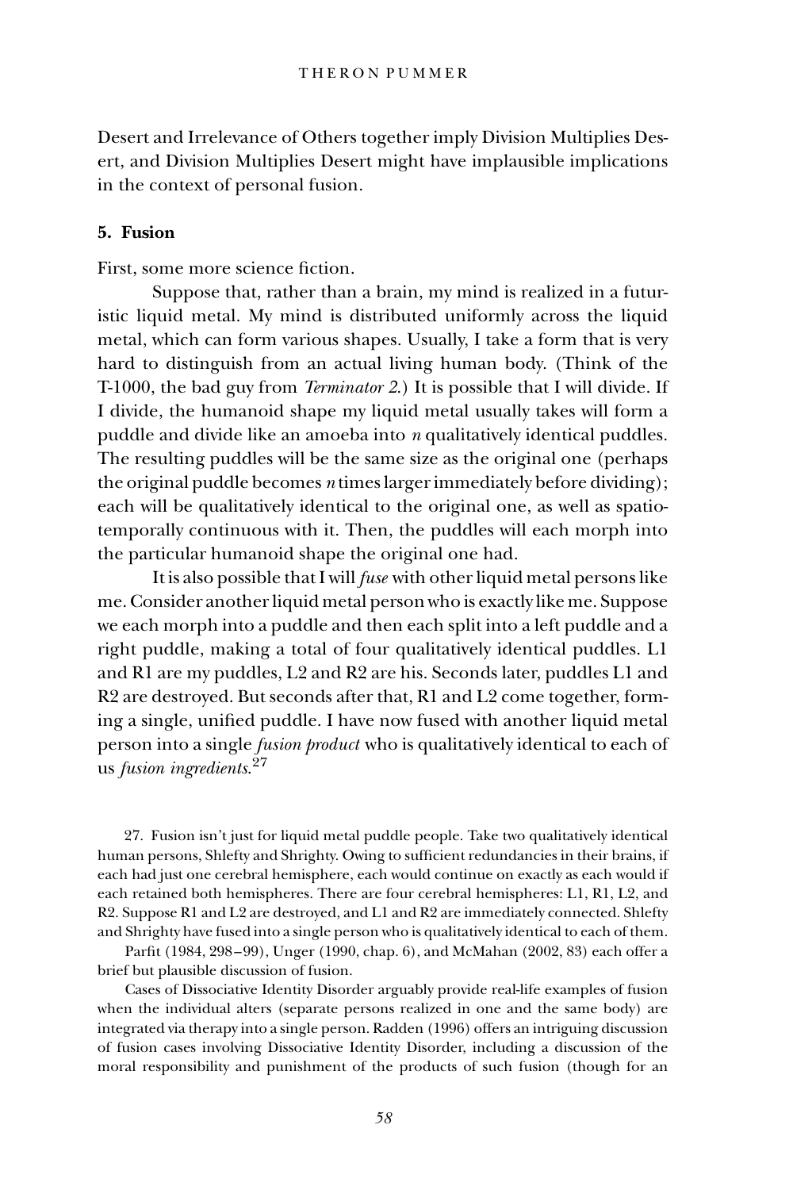Desert and Irrelevance of Others together imply Division Multiplies Desert, and Division Multiplies Desert might have implausible implications in the context of personal fusion.

### 5. Fusion

First, some more science fiction.

Suppose that, rather than a brain, my mind is realized in a futuristic liquid metal. My mind is distributed uniformly across the liquid metal, which can form various shapes. Usually, I take a form that is very hard to distinguish from an actual living human body. (Think of the T-1000, the bad guy from *Terminator 2*.) It is possible that I will divide. If I divide, the humanoid shape my liquid metal usually takes will form a puddle and divide like an amoeba into *n* qualitatively identical puddles. The resulting puddles will be the same size as the original one (perhaps the original puddle becomes *n* times larger immediately before dividing); each will be qualitatively identical to the original one, as well as spatiotemporally continuous with it. Then, the puddles will each morph into the particular humanoid shape the original one had.

It is also possible that I will *fuse* with other liquid metal persons like me. Consider another liquid metal person who is exactly like me. Suppose we each morph into a puddle and then each split into a left puddle and a right puddle, making a total of four qualitatively identical puddles. L1 and R1 are my puddles, L2 and R2 are his. Seconds later, puddles L1 and R2 are destroyed. But seconds after that, R1 and L2 come together, forming a single, unified puddle. I have now fused with another liquid metal person into a single *fusion product* who is qualitatively identical to each of us *fusion ingredients*.[27]

27. Fusion isn't just for liquid metal puddle people. Take two qualitatively identical human persons, Shlefty and Shrighty. Owing to sufficient redundancies in their brains, if each had just one cerebral hemisphere, each would continue on exactly as each would if each retained both hemispheres. There are four cerebral hemispheres: L1, R1, L2, and R2. Suppose R1 and L2 are destroyed, and L1 and R2 are immediately connected. Shlefty and Shrighty have fused into a single person who is qualitatively identical to each of them.

Parfit (1984, 298–99), Unger (1990, chap. 6), and McMahan (2002, 83) each offer a brief but plausible discussion of fusion.

Cases of Dissociative Identity Disorder arguably provide real-life examples of fusion when the individual alters (separate persons realized in one and the same body) are integrated via therapy into a single person. Radden (1996) offers an intriguing discussion of fusion cases involving Dissociative Identity Disorder, including a discussion of the moral responsibility and punishment of the products of such fusion (though for an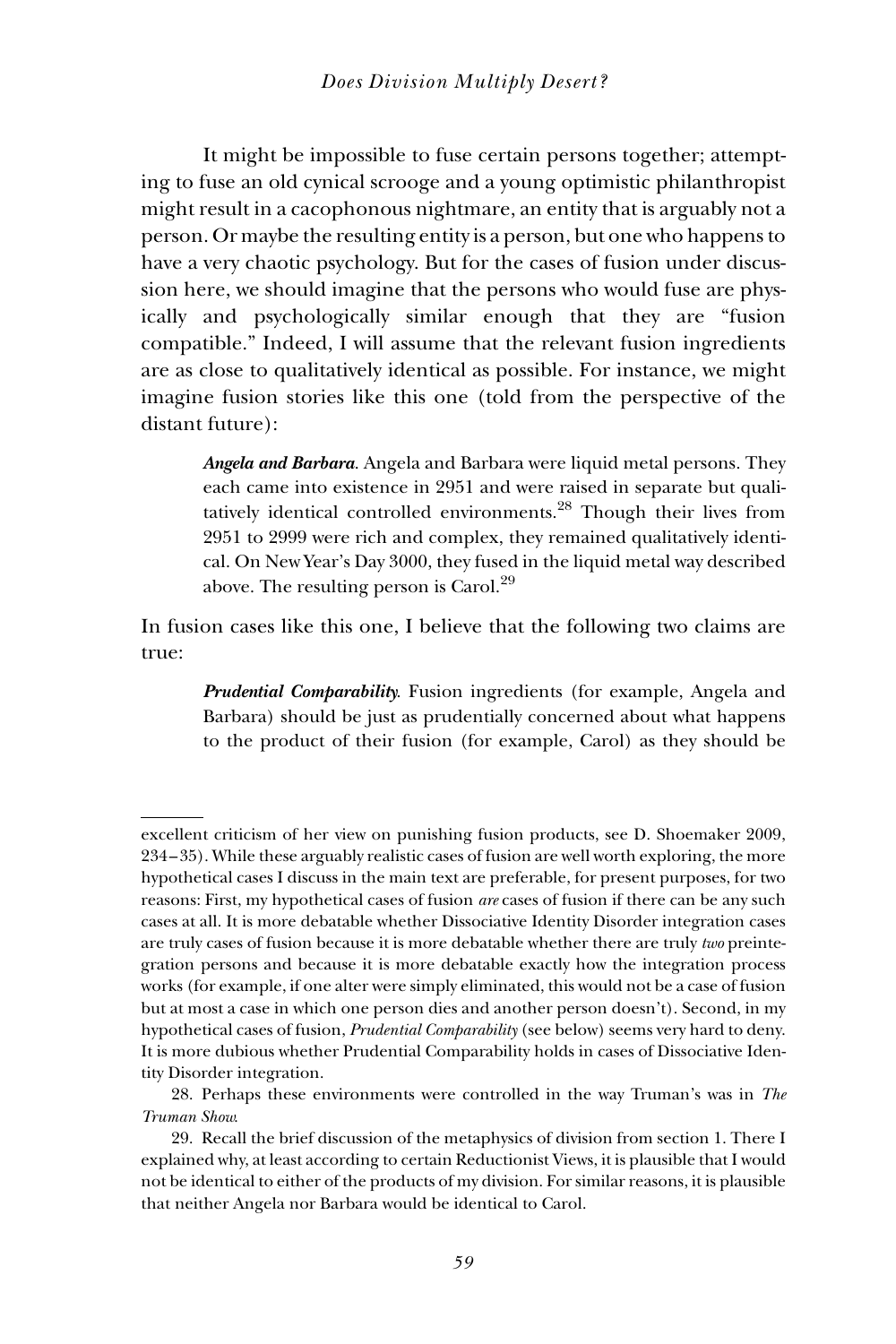It might be impossible to fuse certain persons together; attempting to fuse an old cynical scrooge and a young optimistic philanthropist might result in a cacophonous nightmare, an entity that is arguably not a person. Or maybe the resulting entity is a person, but one who happens to have a very chaotic psychology. But for the cases of fusion under discussion here, we should imagine that the persons who would fuse are physically and psychologically similar enough that they are "fusion compatible." Indeed, I will assume that the relevant fusion ingredients are as close to qualitatively identical as possible. For instance, we might imagine fusion stories like this one (told from the perspective of the distant future):

> ***Angela and Barbara***. Angela and Barbara were liquid metal persons. They each came into existence in 2951 and were raised in separate but qualitatively identical controlled environments.[28] Though their lives from 2951 to 2999 were rich and complex, they remained qualitatively identical. On New Year's Day 3000, they fused in the liquid metal way described above. The resulting person is Carol.[29]

In fusion cases like this one, I believe that the following two claims are true:

> ***Prudential Comparability***. Fusion ingredients (for example, Angela and Barbara) should be just as prudentially concerned about what happens to the product of their fusion (for example, Carol) as they should be

---

excellent criticism of her view on punishing fusion products, see D. Shoemaker 2009, 234–35). While these arguably realistic cases of fusion are well worth exploring, the more hypothetical cases I discuss in the main text are preferable, for present purposes, for two reasons: First, my hypothetical cases of fusion *are* cases of fusion if there can be any such cases at all. It is more debatable whether Dissociative Identity Disorder integration cases are truly cases of fusion because it is more debatable whether there are truly *two* preintegration persons and because it is more debatable exactly how the integration process works (for example, if one alter were simply eliminated, this would not be a case of fusion but at most a case in which one person dies and another person doesn't). Second, in my hypothetical cases of fusion, *Prudential Comparability* (see below) seems very hard to deny. It is more dubious whether Prudential Comparability holds in cases of Dissociative Identity Disorder integration.

28. Perhaps these environments were controlled in the way Truman's was in *The Truman Show*.

29. Recall the brief discussion of the metaphysics of division from section 1. There I explained why, at least according to certain Reductionist Views, it is plausible that I would not be identical to either of the products of my division. For similar reasons, it is plausible that neither Angela nor Barbara would be identical to Carol.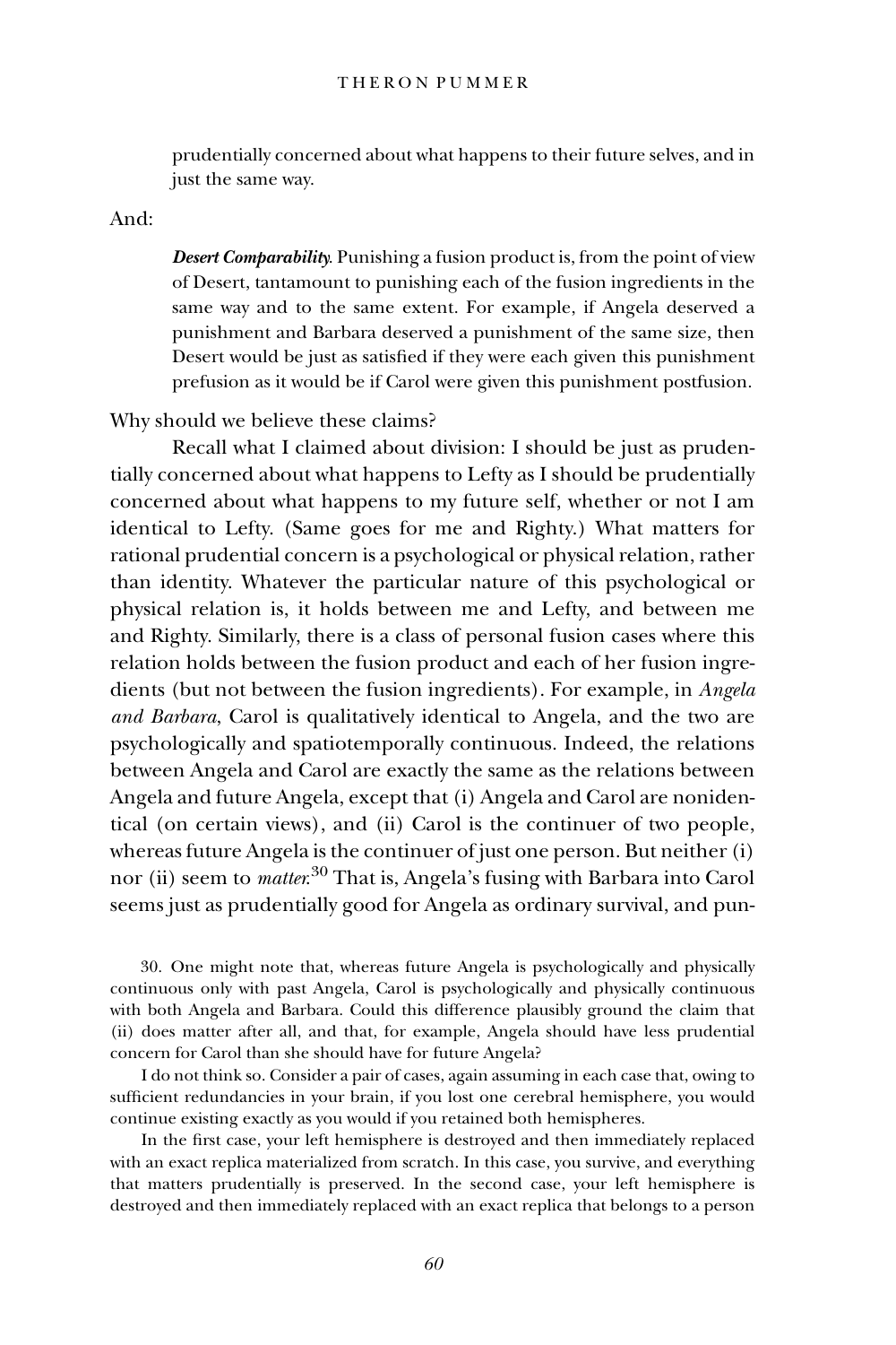prudentially concerned about what happens to their future selves, and in just the same way.

And:

> ***Desert Comparability.*** Punishing a fusion product is, from the point of view of Desert, tantamount to punishing each of the fusion ingredients in the same way and to the same extent. For example, if Angela deserved a punishment and Barbara deserved a punishment of the same size, then Desert would be just as satisfied if they were each given this punishment prefusion as it would be if Carol were given this punishment postfusion.

Why should we believe these claims?

Recall what I claimed about division: I should be just as prudentially concerned about what happens to Lefty as I should be prudentially concerned about what happens to my future self, whether or not I am identical to Lefty. (Same goes for me and Righty.) What matters for rational prudential concern is a psychological or physical relation, rather than identity. Whatever the particular nature of this psychological or physical relation is, it holds between me and Lefty, and between me and Righty. Similarly, there is a class of personal fusion cases where this relation holds between the fusion product and each of her fusion ingredients (but not between the fusion ingredients). For example, in *Angela and Barbara*, Carol is qualitatively identical to Angela, and the two are psychologically and spatiotemporally continuous. Indeed, the relations between Angela and Carol are exactly the same as the relations between Angela and future Angela, except that (i) Angela and Carol are nonidentical (on certain views), and (ii) Carol is the continuer of two people, whereas future Angela is the continuer of just one person. But neither (i) nor (ii) seem to *matter*.[30] That is, Angela's fusing with Barbara into Carol seems just as prudentially good for Angela as ordinary survival, and pun-

30. One might note that, whereas future Angela is psychologically and physically continuous only with past Angela, Carol is psychologically and physically continuous with both Angela and Barbara. Could this difference plausibly ground the claim that (ii) does matter after all, and that, for example, Angela should have less prudential concern for Carol than she should have for future Angela?

I do not think so. Consider a pair of cases, again assuming in each case that, owing to sufficient redundancies in your brain, if you lost one cerebral hemisphere, you would continue existing exactly as you would if you retained both hemispheres.

In the first case, your left hemisphere is destroyed and then immediately replaced with an exact replica materialized from scratch. In this case, you survive, and everything that matters prudentially is preserved. In the second case, your left hemisphere is destroyed and then immediately replaced with an exact replica that belongs to a person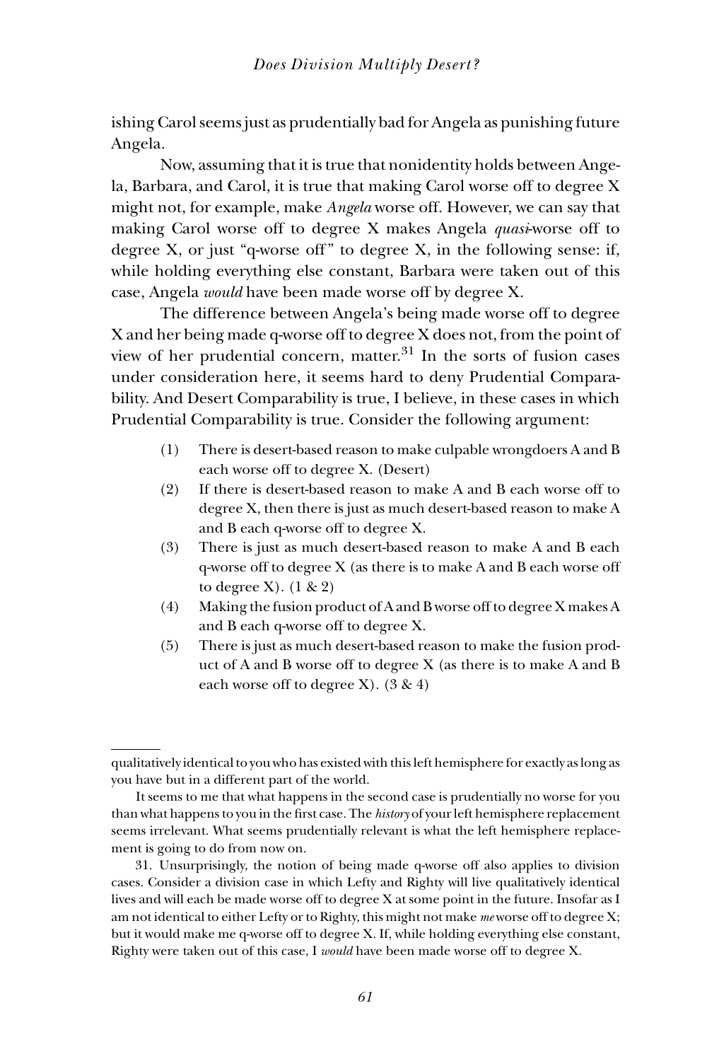ishing Carol seems just as prudentially bad for Angela as punishing future Angela.

Now, assuming that it is true that nonidentity holds between Angela, Barbara, and Carol, it is true that making Carol worse off to degree X might not, for example, make *Angela* worse off. However, we can say that making Carol worse off to degree X makes Angela *quasi*-worse off to degree X, or just "q-worse off" to degree X, in the following sense: if, while holding everything else constant, Barbara were taken out of this case, Angela *would* have been made worse off by degree X.

The difference between Angela's being made worse off to degree X and her being made q-worse off to degree X does not, from the point of view of her prudential concern, matter.[31] In the sorts of fusion cases under consideration here, it seems hard to deny Prudential Comparability. And Desert Comparability is true, I believe, in these cases in which Prudential Comparability is true. Consider the following argument:

(1) There is desert-based reason to make culpable wrongdoers A and B each worse off to degree X. (Desert)

(2) If there is desert-based reason to make A and B each worse off to degree X, then there is just as much desert-based reason to make A and B each q-worse off to degree X.

(3) There is just as much desert-based reason to make A and B each q-worse off to degree X (as there is to make A and B each worse off to degree X). (1 & 2)

(4) Making the fusion product of A and B worse off to degree X makes A and B each q-worse off to degree X.

(5) There is just as much desert-based reason to make the fusion product of A and B worse off to degree X (as there is to make A and B each worse off to degree X). (3 & 4)

---

qualitatively identical to you who has existed with this left hemisphere for exactly as long as you have but in a different part of the world.

It seems to me that what happens in the second case is prudentially no worse for you than what happens to you in the first case. The *history* of your left hemisphere replacement seems irrelevant. What seems prudentially relevant is what the left hemisphere replacement is going to do from now on.

31. Unsurprisingly, the notion of being made q-worse off also applies to division cases. Consider a division case in which Lefty and Righty will live qualitatively identical lives and will each be made worse off to degree X at some point in the future. Insofar as I am not identical to either Lefty or to Righty, this might not make *me* worse off to degree X; but it would make me q-worse off to degree X. If, while holding everything else constant, Righty were taken out of this case, I *would* have been made worse off to degree X.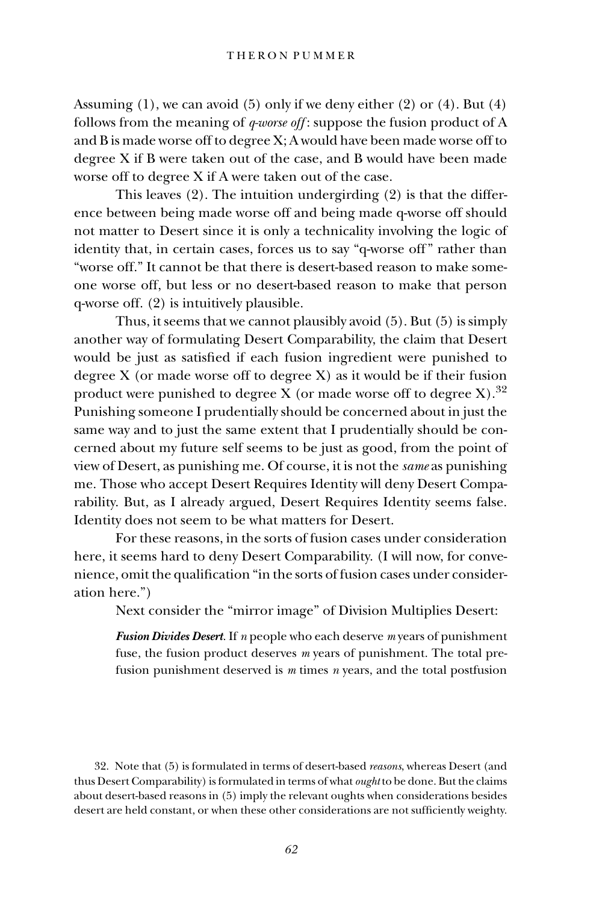Assuming (1), we can avoid (5) only if we deny either (2) or (4). But (4) follows from the meaning of *q-worse off*: suppose the fusion product of A and B is made worse off to degree X; A would have been made worse off to degree X if B were taken out of the case, and B would have been made worse off to degree X if A were taken out of the case.

This leaves (2). The intuition undergirding (2) is that the difference between being made worse off and being made q-worse off should not matter to Desert since it is only a technicality involving the logic of identity that, in certain cases, forces us to say "q-worse off" rather than "worse off." It cannot be that there is desert-based reason to make someone worse off, but less or no desert-based reason to make that person q-worse off. (2) is intuitively plausible.

Thus, it seems that we cannot plausibly avoid (5). But (5) is simply another way of formulating Desert Comparability, the claim that Desert would be just as satisfied if each fusion ingredient were punished to degree X (or made worse off to degree X) as it would be if their fusion product were punished to degree X (or made worse off to degree X).[32] Punishing someone I prudentially should be concerned about in just the same way and to just the same extent that I prudentially should be concerned about my future self seems to be just as good, from the point of view of Desert, as punishing me. Of course, it is not the *same* as punishing me. Those who accept Desert Requires Identity will deny Desert Comparability. But, as I already argued, Desert Requires Identity seems false. Identity does not seem to be what matters for Desert.

For these reasons, in the sorts of fusion cases under consideration here, it seems hard to deny Desert Comparability. (I will now, for convenience, omit the qualification "in the sorts of fusion cases under consideration here.")

Next consider the "mirror image" of Division Multiplies Desert:

> ***Fusion Divides Desert.*** If $n$ people who each deserve $m$ years of punishment fuse, the fusion product deserves $m$ years of punishment. The total prefusion punishment deserved is $m$ times $n$ years, and the total postfusion

32. Note that (5) is formulated in terms of desert-based *reasons*, whereas Desert (and thus Desert Comparability) is formulated in terms of what *ought* to be done. But the claims about desert-based reasons in (5) imply the relevant oughts when considerations besides desert are held constant, or when these other considerations are not sufficiently weighty.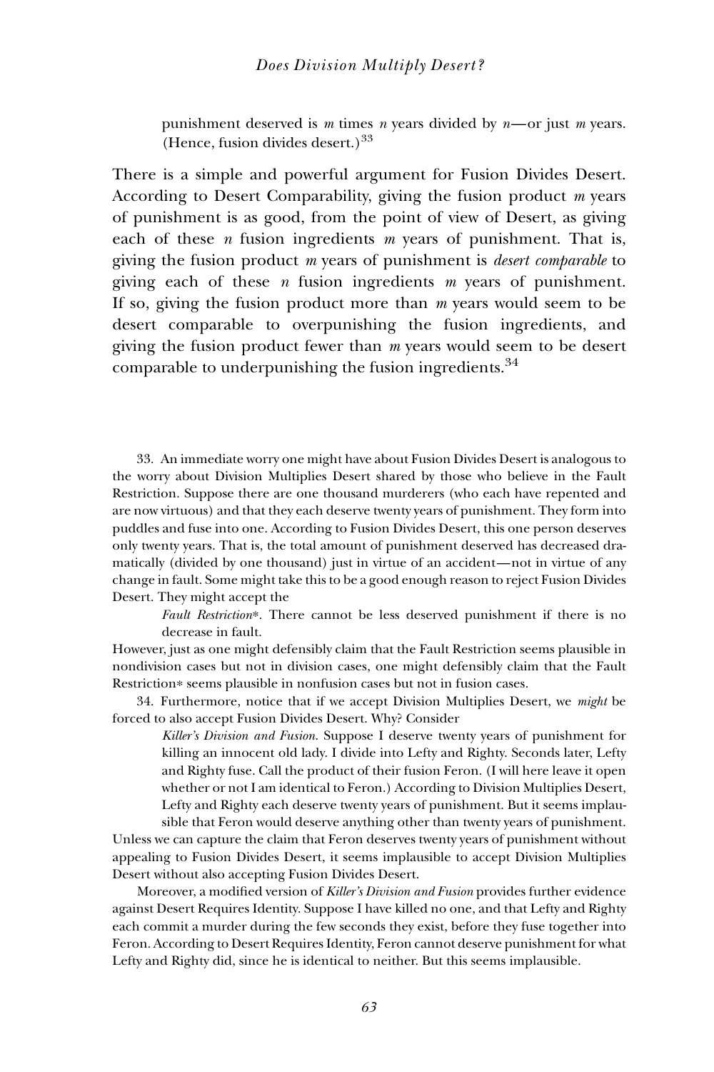punishment deserved is $m$ times $n$ years divided by $n$—or just $m$ years. (Hence, fusion divides desert.)[33]

There is a simple and powerful argument for Fusion Divides Desert. According to Desert Comparability, giving the fusion product $m$ years of punishment is as good, from the point of view of Desert, as giving each of these $n$ fusion ingredients $m$ years of punishment. That is, giving the fusion product $m$ years of punishment is *desert comparable* to giving each of these $n$ fusion ingredients $m$ years of punishment. If so, giving the fusion product more than $m$ years would seem to be desert comparable to overpunishing the fusion ingredients, and giving the fusion product fewer than $m$ years would seem to be desert comparable to underpunishing the fusion ingredients.[34]

---

33. An immediate worry one might have about Fusion Divides Desert is analogous to the worry about Division Multiplies Desert shared by those who believe in the Fault Restriction. Suppose there are one thousand murderers (who each have repented and are now virtuous) and that they each deserve twenty years of punishment. They form into puddles and fuse into one. According to Fusion Divides Desert, this one person deserves only twenty years. That is, the total amount of punishment deserved has decreased dramatically (divided by one thousand) just in virtue of an accident—not in virtue of any change in fault. Some might take this to be a good enough reason to reject Fusion Divides Desert. They might accept the

> *Fault Restriction*\*. There cannot be less deserved punishment if there is no decrease in fault.

However, just as one might defensibly claim that the Fault Restriction seems plausible in nondivision cases but not in division cases, one might defensibly claim that the Fault Restriction\* seems plausible in nonfusion cases but not in fusion cases.

34. Furthermore, notice that if we accept Division Multiplies Desert, we *might* be forced to also accept Fusion Divides Desert. Why? Consider

> *Killer's Division and Fusion*. Suppose I deserve twenty years of punishment for killing an innocent old lady. I divide into Lefty and Righty. Seconds later, Lefty and Righty fuse. Call the product of their fusion Feron. (I will here leave it open whether or not I am identical to Feron.) According to Division Multiplies Desert, Lefty and Righty each deserve twenty years of punishment. But it seems implausible that Feron would deserve anything other than twenty years of punishment.

Unless we can capture the claim that Feron deserves twenty years of punishment without appealing to Fusion Divides Desert, it seems implausible to accept Division Multiplies Desert without also accepting Fusion Divides Desert.

Moreover, a modified version of *Killer's Division and Fusion* provides further evidence against Desert Requires Identity. Suppose I have killed no one, and that Lefty and Righty each commit a murder during the few seconds they exist, before they fuse together into Feron. According to Desert Requires Identity, Feron cannot deserve punishment for what Lefty and Righty did, since he is identical to neither. But this seems implausible.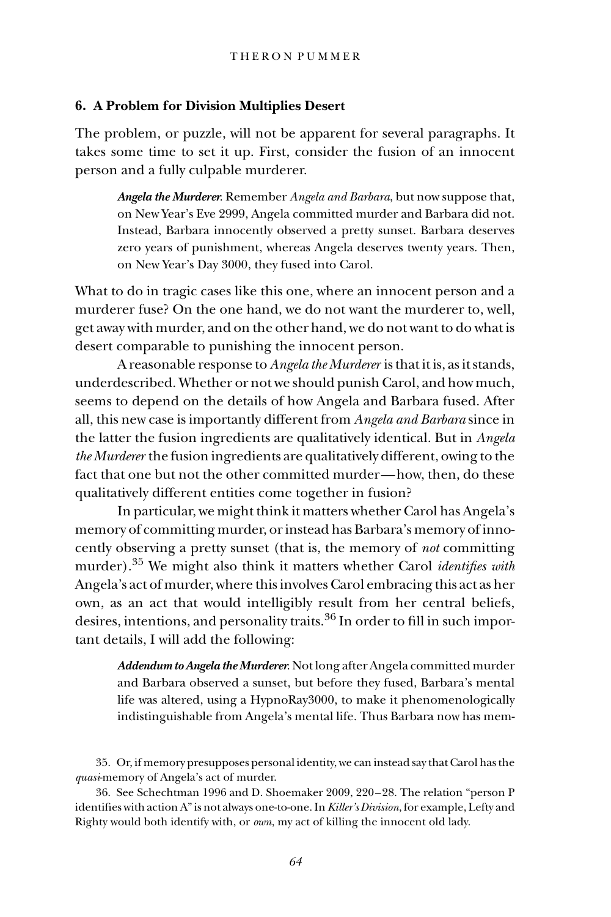## 6. A Problem for Division Multiplies Desert

The problem, or puzzle, will not be apparent for several paragraphs. It takes some time to set it up. First, consider the fusion of an innocent person and a fully culpable murderer.

> ***Angela the Murderer.*** Remember *Angela and Barbara*, but now suppose that, on New Year's Eve 2999, Angela committed murder and Barbara did not. Instead, Barbara innocently observed a pretty sunset. Barbara deserves zero years of punishment, whereas Angela deserves twenty years. Then, on New Year's Day 3000, they fused into Carol.

What to do in tragic cases like this one, where an innocent person and a murderer fuse? On the one hand, we do not want the murderer to, well, get away with murder, and on the other hand, we do not want to do what is desert comparable to punishing the innocent person.

A reasonable response to *Angela the Murderer* is that it is, as it stands, underdescribed. Whether or not we should punish Carol, and how much, seems to depend on the details of how Angela and Barbara fused. After all, this new case is importantly different from *Angela and Barbara* since in the latter the fusion ingredients are qualitatively identical. But in *Angela the Murderer* the fusion ingredients are qualitatively different, owing to the fact that one but not the other committed murder—how, then, do these qualitatively different entities come together in fusion?

In particular, we might think it matters whether Carol has Angela's memory of committing murder, or instead has Barbara's memory of innocently observing a pretty sunset (that is, the memory of *not* committing murder).[35] We might also think it matters whether Carol *identifies with* Angela's act of murder, where this involves Carol embracing this act as her own, as an act that would intelligibly result from her central beliefs, desires, intentions, and personality traits.[36] In order to fill in such important details, I will add the following:

> ***Addendum to Angela the Murderer.*** Not long after Angela committed murder and Barbara observed a sunset, but before they fused, Barbara's mental life was altered, using a HypnoRay3000, to make it phenomenologically indistinguishable from Angela's mental life. Thus Barbara now has mem-

35. Or, if memory presupposes personal identity, we can instead say that Carol has the *quasi*-memory of Angela's act of murder.

36. See Schechtman 1996 and D. Shoemaker 2009, 220–28. The relation "person P identifies with action A" is not always one-to-one. In *Killer's Division*, for example, Lefty and Righty would both identify with, or *own*, my act of killing the innocent old lady.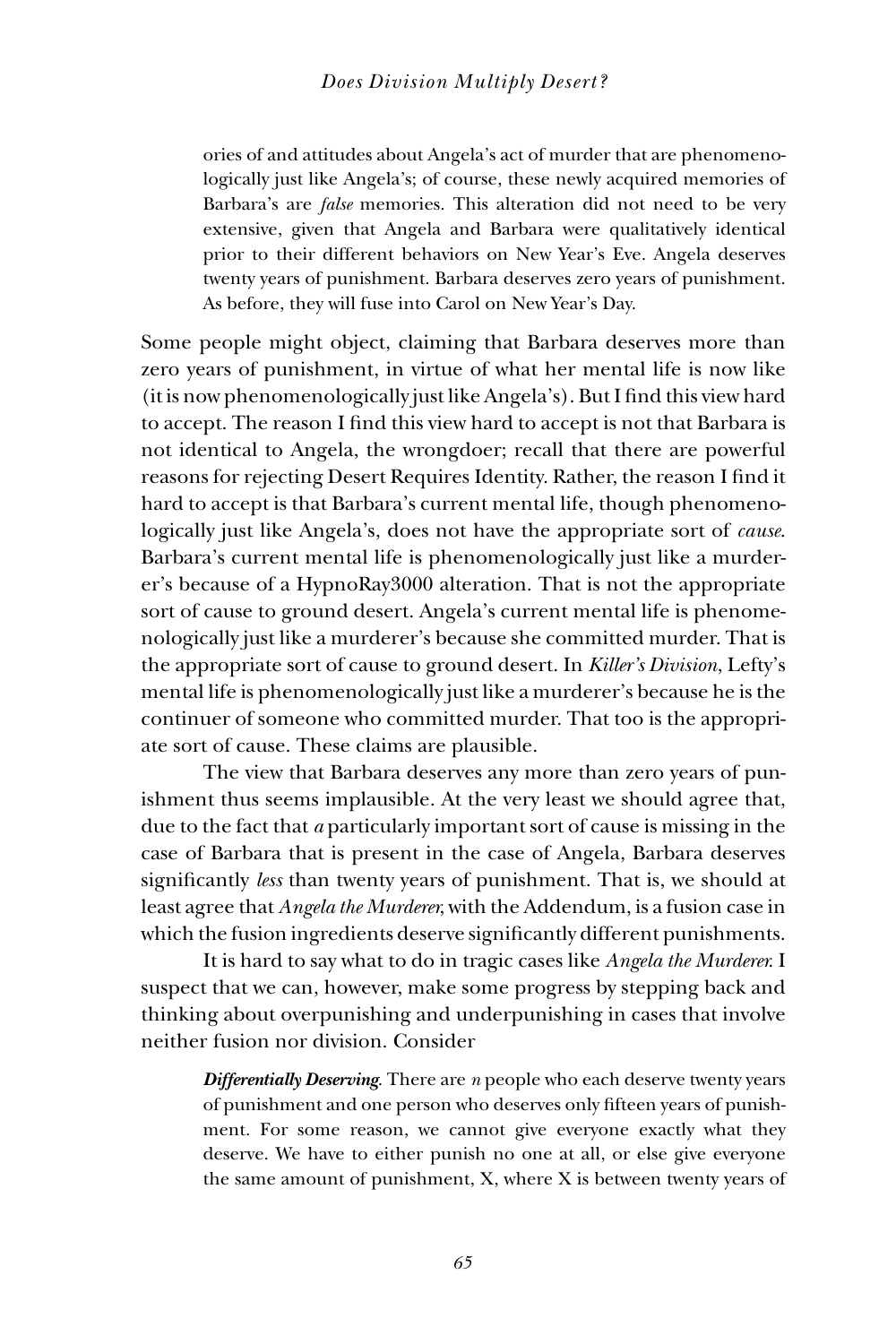ories of and attitudes about Angela's act of murder that are phenomenologically just like Angela's; of course, these newly acquired memories of Barbara's are *false* memories. This alteration did not need to be very extensive, given that Angela and Barbara were qualitatively identical prior to their different behaviors on New Year's Eve. Angela deserves twenty years of punishment. Barbara deserves zero years of punishment. As before, they will fuse into Carol on New Year's Day.

Some people might object, claiming that Barbara deserves more than zero years of punishment, in virtue of what her mental life is now like (it is now phenomenologically just like Angela's). But I find this view hard to accept. The reason I find this view hard to accept is not that Barbara is not identical to Angela, the wrongdoer; recall that there are powerful reasons for rejecting Desert Requires Identity. Rather, the reason I find it hard to accept is that Barbara's current mental life, though phenomenologically just like Angela's, does not have the appropriate sort of *cause*. Barbara's current mental life is phenomenologically just like a murderer's because of a HypnoRay3000 alteration. That is not the appropriate sort of cause to ground desert. Angela's current mental life is phenomenologically just like a murderer's because she committed murder. That is the appropriate sort of cause to ground desert. In *Killer's Division*, Lefty's mental life is phenomenologically just like a murderer's because he is the continuer of someone who committed murder. That too is the appropriate sort of cause. These claims are plausible.

The view that Barbara deserves any more than zero years of punishment thus seems implausible. At the very least we should agree that, due to the fact that *a* particularly important sort of cause is missing in the case of Barbara that is present in the case of Angela, Barbara deserves significantly *less* than twenty years of punishment. That is, we should at least agree that *Angela the Murderer*, with the Addendum, is a fusion case in which the fusion ingredients deserve significantly different punishments.

It is hard to say what to do in tragic cases like *Angela the Murderer*. I suspect that we can, however, make some progress by stepping back and thinking about overpunishing and underpunishing in cases that involve neither fusion nor division. Consider

***Differentially Deserving***. There are *n* people who each deserve twenty years of punishment and one person who deserves only fifteen years of punishment. For some reason, we cannot give everyone exactly what they deserve. We have to either punish no one at all, or else give everyone the same amount of punishment, X, where X is between twenty years of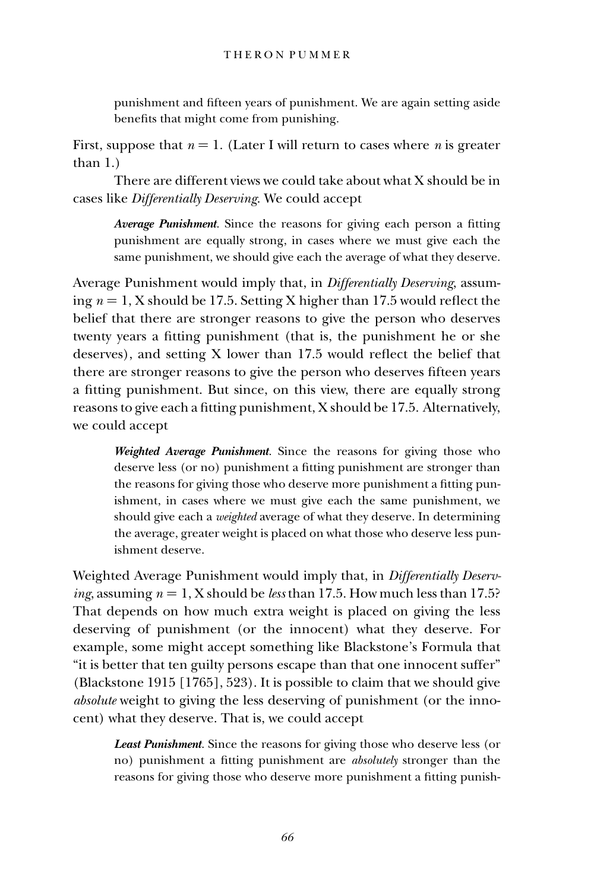punishment and fifteen years of punishment. We are again setting aside benefits that might come from punishing.

First, suppose that $n = 1$. (Later I will return to cases where $n$ is greater than 1.)

There are different views we could take about what X should be in cases like *Differentially Deserving*. We could accept

> ***Average Punishment***. Since the reasons for giving each person a fitting punishment are equally strong, in cases where we must give each the same punishment, we should give each the average of what they deserve.

Average Punishment would imply that, in *Differentially Deserving*, assuming $n = 1$, X should be 17.5. Setting X higher than 17.5 would reflect the belief that there are stronger reasons to give the person who deserves twenty years a fitting punishment (that is, the punishment he or she deserves), and setting X lower than 17.5 would reflect the belief that there are stronger reasons to give the person who deserves fifteen years a fitting punishment. But since, on this view, there are equally strong reasons to give each a fitting punishment, X should be 17.5. Alternatively, we could accept

> ***Weighted Average Punishment***. Since the reasons for giving those who deserve less (or no) punishment a fitting punishment are stronger than the reasons for giving those who deserve more punishment a fitting punishment, in cases where we must give each the same punishment, we should give each a *weighted* average of what they deserve. In determining the average, greater weight is placed on what those who deserve less punishment deserve.

Weighted Average Punishment would imply that, in *Differentially Deserving*, assuming $n = 1$, X should be *less* than 17.5. How much less than 17.5? That depends on how much extra weight is placed on giving the less deserving of punishment (or the innocent) what they deserve. For example, some might accept something like Blackstone's Formula that "it is better that ten guilty persons escape than that one innocent suffer" (Blackstone 1915 [1765], 523). It is possible to claim that we should give *absolute* weight to giving the less deserving of punishment (or the innocent) what they deserve. That is, we could accept

> ***Least Punishment***. Since the reasons for giving those who deserve less (or no) punishment a fitting punishment are *absolutely* stronger than the reasons for giving those who deserve more punishment a fitting punish-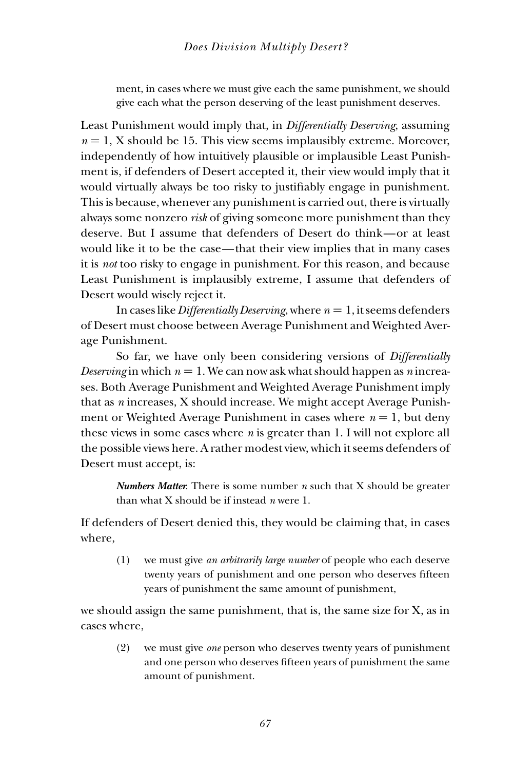ment, in cases where we must give each the same punishment, we should give each what the person deserving of the least punishment deserves.

Least Punishment would imply that, in *Differentially Deserving*, assuming $n = 1$, X should be 15. This view seems implausibly extreme. Moreover, independently of how intuitively plausible or implausible Least Punishment is, if defenders of Desert accepted it, their view would imply that it would virtually always be too risky to justifiably engage in punishment. This is because, whenever any punishment is carried out, there is virtually always some nonzero *risk* of giving someone more punishment than they deserve. But I assume that defenders of Desert do think—or at least would like it to be the case—that their view implies that in many cases it is *not* too risky to engage in punishment. For this reason, and because Least Punishment is implausibly extreme, I assume that defenders of Desert would wisely reject it.

In cases like *Differentially Deserving*, where $n = 1$, it seems defenders of Desert must choose between Average Punishment and Weighted Average Punishment.

So far, we have only been considering versions of *Differentially Deserving* in which $n = 1$. We can now ask what should happen as $n$ increases. Both Average Punishment and Weighted Average Punishment imply that as $n$ increases, X should increase. We might accept Average Punishment or Weighted Average Punishment in cases where $n = 1$, but deny these views in some cases where $n$ is greater than 1. I will not explore all the possible views here. A rather modest view, which it seems defenders of Desert must accept, is:

> ***Numbers Matter.*** There is some number $n$ such that X should be greater than what X should be if instead $n$ were 1.

If defenders of Desert denied this, they would be claiming that, in cases where,

> (1) we must give *an arbitrarily large number* of people who each deserve twenty years of punishment and one person who deserves fifteen years of punishment the same amount of punishment,

we should assign the same punishment, that is, the same size for X, as in cases where,

> (2) we must give *one* person who deserves twenty years of punishment and one person who deserves fifteen years of punishment the same amount of punishment.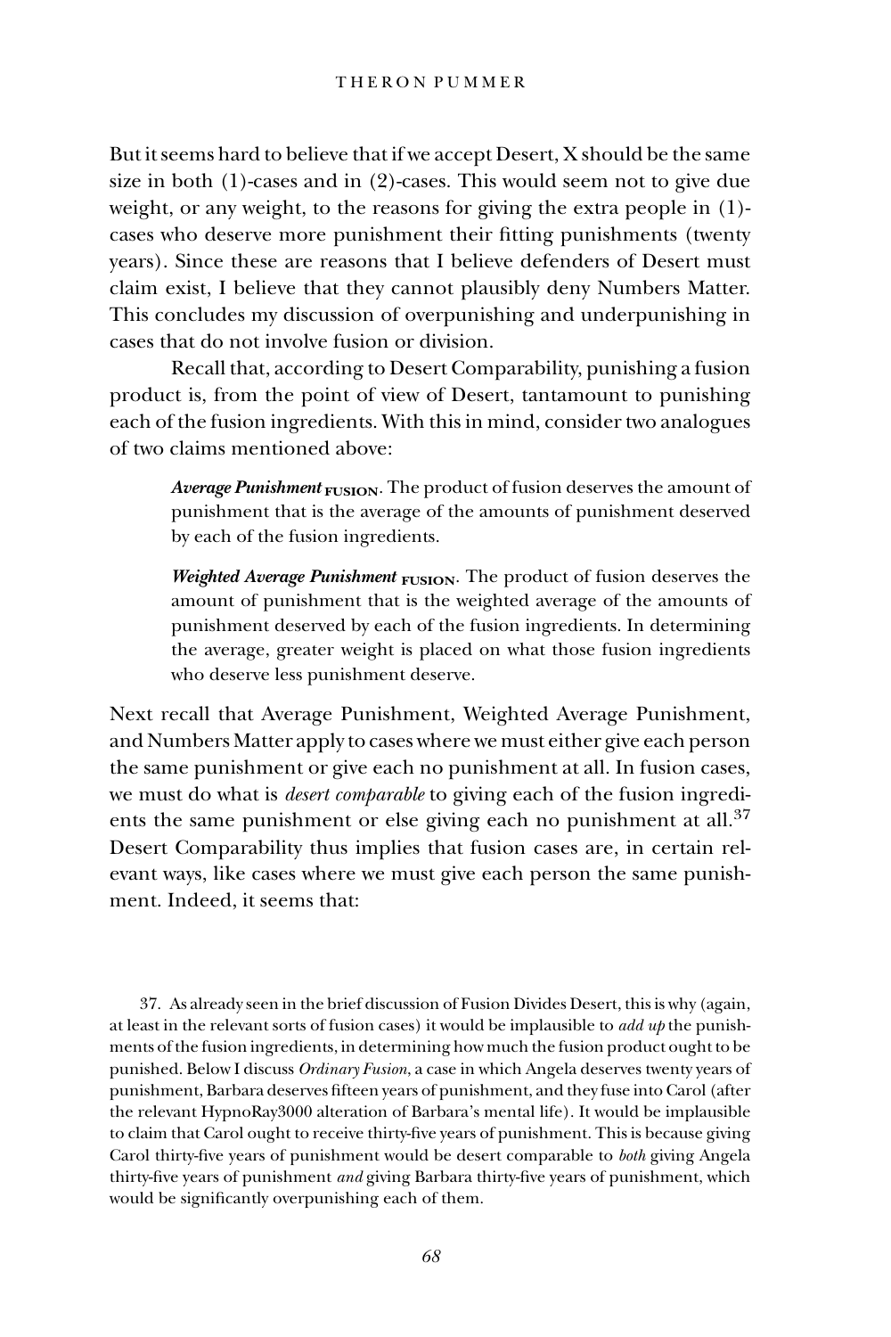But it seems hard to believe that if we accept Desert, X should be the same size in both (1)-cases and in (2)-cases. This would seem not to give due weight, or any weight, to the reasons for giving the extra people in (1)-cases who deserve more punishment their fitting punishments (twenty years). Since these are reasons that I believe defenders of Desert must claim exist, I believe that they cannot plausibly deny Numbers Matter. This concludes my discussion of overpunishing and underpunishing in cases that do not involve fusion or division.

Recall that, according to Desert Comparability, punishing a fusion product is, from the point of view of Desert, tantamount to punishing each of the fusion ingredients. With this in mind, consider two analogues of two claims mentioned above:

> ***Average Punishment*** $_{\textbf{FUSION}}$. The product of fusion deserves the amount of punishment that is the average of the amounts of punishment deserved by each of the fusion ingredients.
>
> ***Weighted Average Punishment*** $_{\textbf{FUSION}}$. The product of fusion deserves the amount of punishment that is the weighted average of the amounts of punishment deserved by each of the fusion ingredients. In determining the average, greater weight is placed on what those fusion ingredients who deserve less punishment deserve.

Next recall that Average Punishment, Weighted Average Punishment, and Numbers Matter apply to cases where we must either give each person the same punishment or give each no punishment at all. In fusion cases, we must do what is *desert comparable* to giving each of the fusion ingredients the same punishment or else giving each no punishment at all.[37] Desert Comparability thus implies that fusion cases are, in certain relevant ways, like cases where we must give each person the same punishment. Indeed, it seems that:

37. As already seen in the brief discussion of Fusion Divides Desert, this is why (again, at least in the relevant sorts of fusion cases) it would be implausible to *add up* the punishments of the fusion ingredients, in determining how much the fusion product ought to be punished. Below I discuss *Ordinary Fusion*, a case in which Angela deserves twenty years of punishment, Barbara deserves fifteen years of punishment, and they fuse into Carol (after the relevant HypnoRay3000 alteration of Barbara's mental life). It would be implausible to claim that Carol ought to receive thirty-five years of punishment. This is because giving Carol thirty-five years of punishment would be desert comparable to *both* giving Angela thirty-five years of punishment *and* giving Barbara thirty-five years of punishment, which would be significantly overpunishing each of them.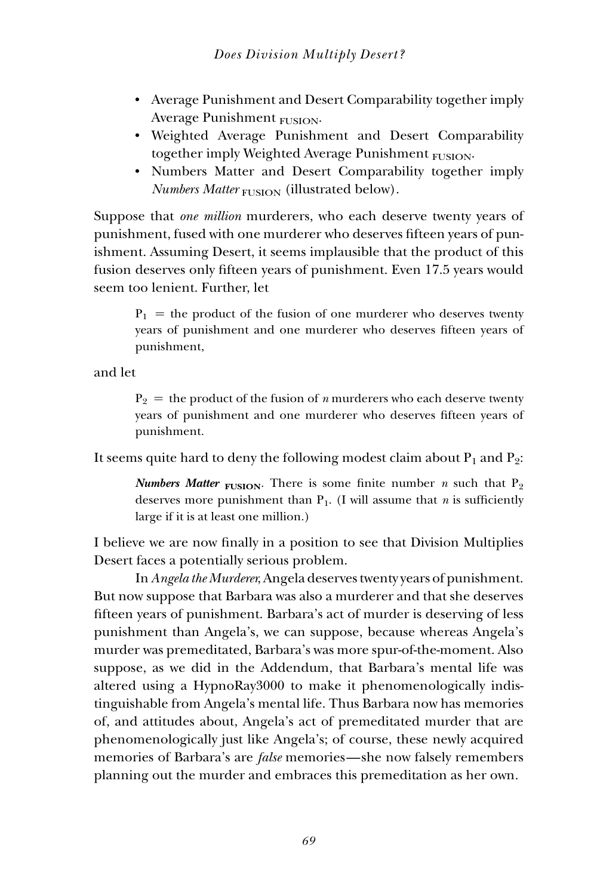- Average Punishment and Desert Comparability together imply Average Punishment $_{\text{FUSION}}$.
- Weighted Average Punishment and Desert Comparability together imply Weighted Average Punishment $_{\text{FUSION}}$.
- Numbers Matter and Desert Comparability together imply *Numbers Matter* $_{\text{FUSION}}$ (illustrated below).

Suppose that *one million* murderers, who each deserve twenty years of punishment, fused with one murderer who deserves fifteen years of punishment. Assuming Desert, it seems implausible that the product of this fusion deserves only fifteen years of punishment. Even 17.5 years would seem too lenient. Further, let

> $P_1$ = the product of the fusion of one murderer who deserves twenty years of punishment and one murderer who deserves fifteen years of punishment,

and let

> $P_2$ = the product of the fusion of $n$ murderers who each deserve twenty years of punishment and one murderer who deserves fifteen years of punishment.

It seems quite hard to deny the following modest claim about $P_1$ and $P_2$:

> ***Numbers Matter*** $_{\textbf{FUSION}}$. There is some finite number $n$ such that $P_2$ deserves more punishment than $P_1$. (I will assume that $n$ is sufficiently large if it is at least one million.)

I believe we are now finally in a position to see that Division Multiplies Desert faces a potentially serious problem.

In *Angela the Murderer,* Angela deserves twenty years of punishment. But now suppose that Barbara was also a murderer and that she deserves fifteen years of punishment. Barbara's act of murder is deserving of less punishment than Angela's, we can suppose, because whereas Angela's murder was premeditated, Barbara's was more spur-of-the-moment. Also suppose, as we did in the Addendum, that Barbara's mental life was altered using a HypnoRay3000 to make it phenomenologically indistinguishable from Angela's mental life. Thus Barbara now has memories of, and attitudes about, Angela's act of premeditated murder that are phenomenologically just like Angela's; of course, these newly acquired memories of Barbara's are *false* memories—she now falsely remembers planning out the murder and embraces this premeditation as her own.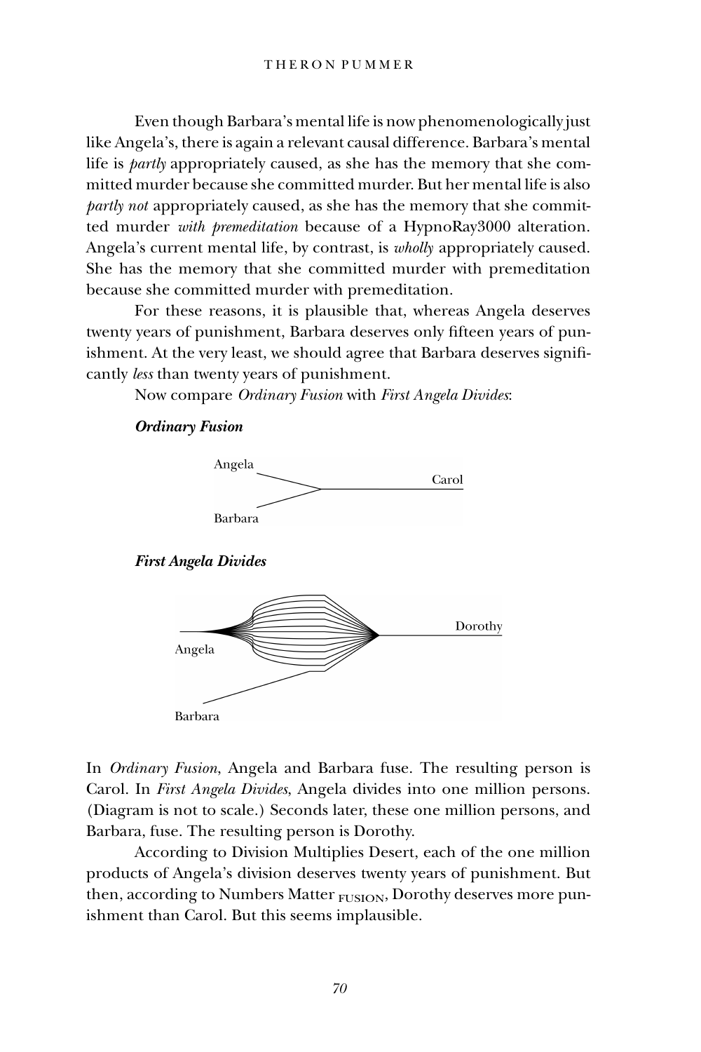Even though Barbara's mental life is now phenomenologically just like Angela's, there is again a relevant causal difference. Barbara's mental life is *partly* appropriately caused, as she has the memory that she committed murder because she committed murder. But her mental life is also *partly not* appropriately caused, as she has the memory that she committed murder *with premeditation* because of a HypnoRay3000 alteration. Angela's current mental life, by contrast, is *wholly* appropriately caused. She has the memory that she committed murder with premeditation because she committed murder with premeditation.

For these reasons, it is plausible that, whereas Angela deserves twenty years of punishment, Barbara deserves only fifteen years of punishment. At the very least, we should agree that Barbara deserves significantly *less* than twenty years of punishment.

Now compare *Ordinary Fusion* with *First Angela Divides*:

***Ordinary Fusion***

Angela

Carol

Barbara

***First Angela Divides***

Dorothy

Angela

Barbara

In *Ordinary Fusion*, Angela and Barbara fuse. The resulting person is Carol. In *First Angela Divides*, Angela divides into one million persons. (Diagram is not to scale.) Seconds later, these one million persons, and Barbara, fuse. The resulting person is Dorothy.

According to Division Multiplies Desert, each of the one million products of Angela's division deserves twenty years of punishment. But then, according to Numbers Matter $_{\text{FUSION}}$, Dorothy deserves more punishment than Carol. But this seems implausible.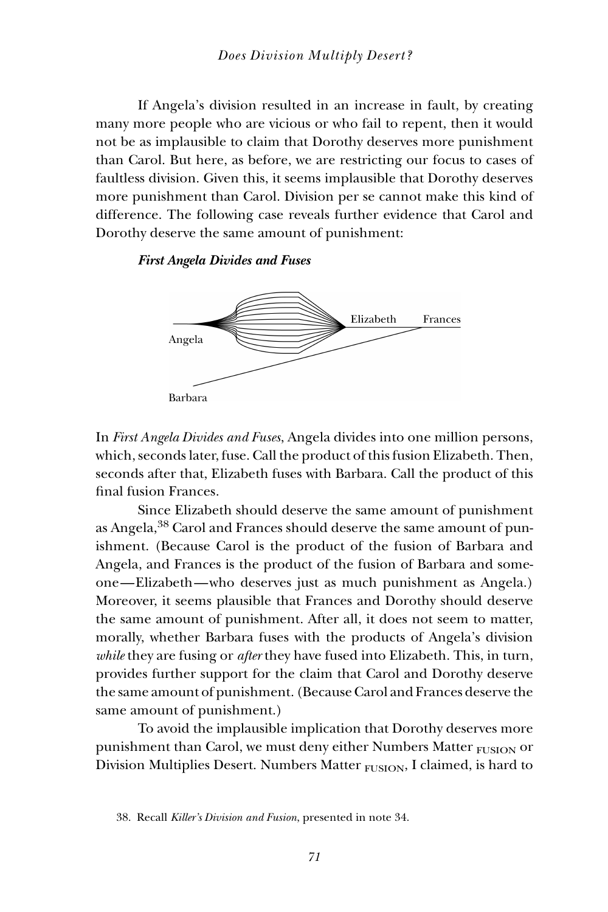If Angela's division resulted in an increase in fault, by creating many more people who are vicious or who fail to repent, then it would not be as implausible to claim that Dorothy deserves more punishment than Carol. But here, as before, we are restricting our focus to cases of faultless division. Given this, it seems implausible that Dorothy deserves more punishment than Carol. Division per se cannot make this kind of difference. The following case reveals further evidence that Carol and Dorothy deserve the same amount of punishment:

***First Angela Divides and Fuses***

Elizabeth Frances

Angela

Barbara

In *First Angela Divides and Fuses*, Angela divides into one million persons, which, seconds later, fuse. Call the product of this fusion Elizabeth. Then, seconds after that, Elizabeth fuses with Barbara. Call the product of this final fusion Frances.

Since Elizabeth should deserve the same amount of punishment as Angela,[38] Carol and Frances should deserve the same amount of punishment. (Because Carol is the product of the fusion of Barbara and Angela, and Frances is the product of the fusion of Barbara and someone—Elizabeth—who deserves just as much punishment as Angela.) Moreover, it seems plausible that Frances and Dorothy should deserve the same amount of punishment. After all, it does not seem to matter, morally, whether Barbara fuses with the products of Angela's division *while* they are fusing or *after* they have fused into Elizabeth. This, in turn, provides further support for the claim that Carol and Dorothy deserve the same amount of punishment. (Because Carol and Frances deserve the same amount of punishment.)

To avoid the implausible implication that Dorothy deserves more punishment than Carol, we must deny either Numbers Matter $_{\text{FUSION}}$ or Division Multiplies Desert. Numbers Matter $_{\text{FUSION}}$, I claimed, is hard to

38. Recall *Killer's Division and Fusion*, presented in note 34.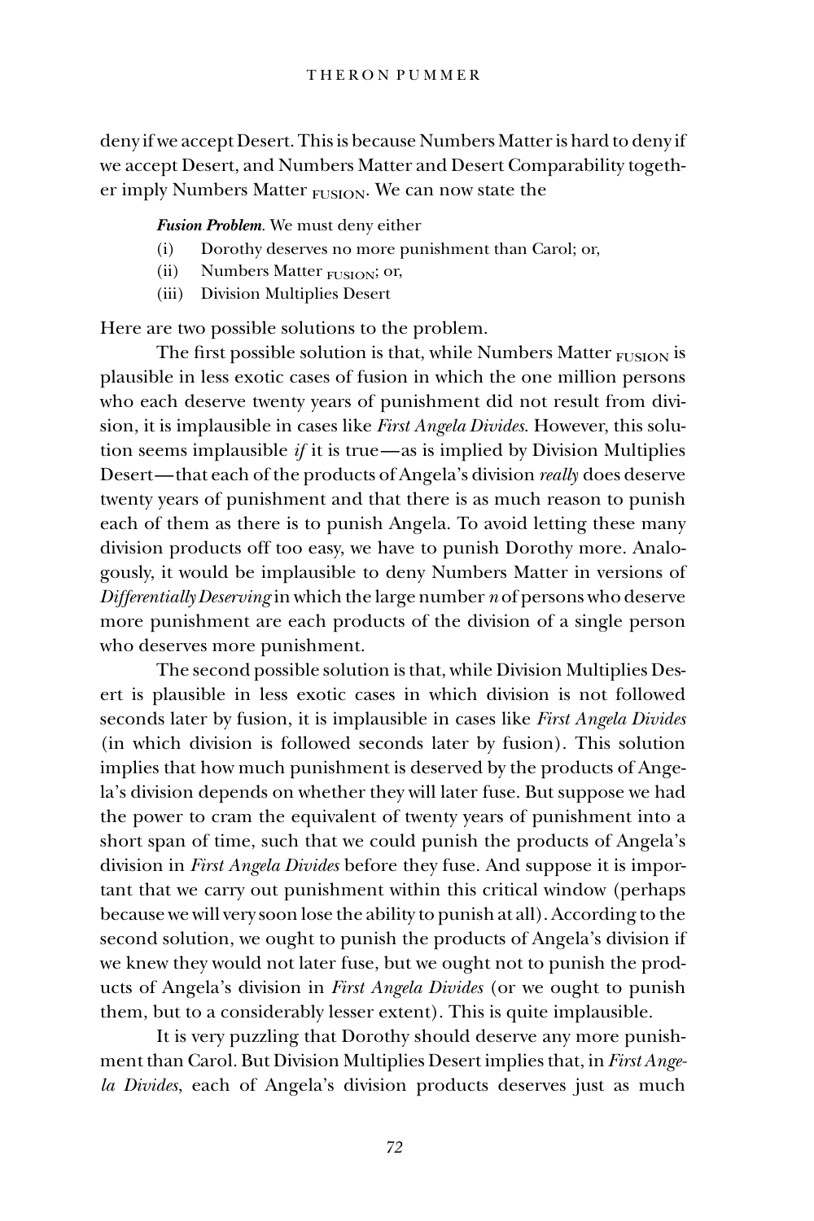deny if we accept Desert. This is because Numbers Matter is hard to deny if we accept Desert, and Numbers Matter and Desert Comparability together imply Numbers Matter $_{\text{FUSION}}$. We can now state the

***Fusion Problem***. We must deny either

(i) Dorothy deserves no more punishment than Carol; or,
(ii) Numbers Matter $_{\text{FUSION}}$; or,
(iii) Division Multiplies Desert

Here are two possible solutions to the problem.

The first possible solution is that, while Numbers Matter $_{\text{FUSION}}$ is plausible in less exotic cases of fusion in which the one million persons who each deserve twenty years of punishment did not result from division, it is implausible in cases like *First Angela Divides*. However, this solution seems implausible *if* it is true—as is implied by Division Multiplies Desert—that each of the products of Angela's division *really* does deserve twenty years of punishment and that there is as much reason to punish each of them as there is to punish Angela. To avoid letting these many division products off too easy, we have to punish Dorothy more. Analogously, it would be implausible to deny Numbers Matter in versions of *Differentially Deserving* in which the large number *n* of persons who deserve more punishment are each products of the division of a single person who deserves more punishment.

The second possible solution is that, while Division Multiplies Desert is plausible in less exotic cases in which division is not followed seconds later by fusion, it is implausible in cases like *First Angela Divides* (in which division is followed seconds later by fusion). This solution implies that how much punishment is deserved by the products of Angela's division depends on whether they will later fuse. But suppose we had the power to cram the equivalent of twenty years of punishment into a short span of time, such that we could punish the products of Angela's division in *First Angela Divides* before they fuse. And suppose it is important that we carry out punishment within this critical window (perhaps because we will very soon lose the ability to punish at all). According to the second solution, we ought to punish the products of Angela's division if we knew they would not later fuse, but we ought not to punish the products of Angela's division in *First Angela Divides* (or we ought to punish them, but to a considerably lesser extent). This is quite implausible.

It is very puzzling that Dorothy should deserve any more punishment than Carol. But Division Multiplies Desert implies that, in *First Angela Divides*, each of Angela's division products deserves just as much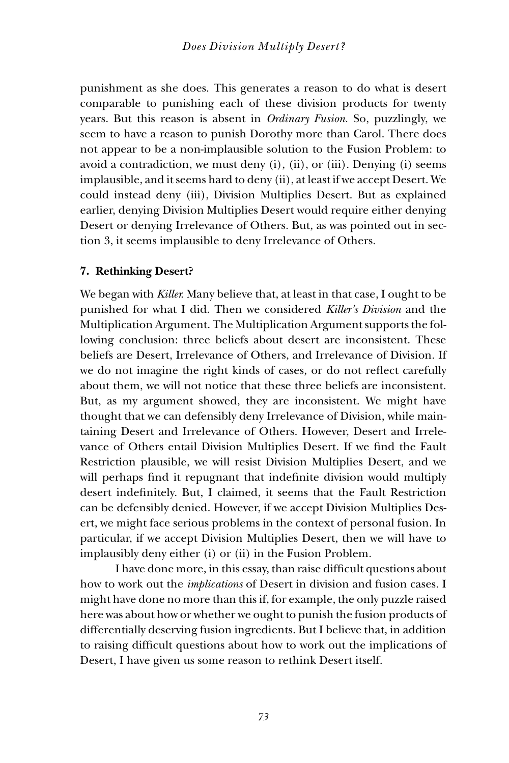punishment as she does. This generates a reason to do what is desert comparable to punishing each of these division products for twenty years. But this reason is absent in *Ordinary Fusion*. So, puzzlingly, we seem to have a reason to punish Dorothy more than Carol. There does not appear to be a non-implausible solution to the Fusion Problem: to avoid a contradiction, we must deny (i), (ii), or (iii). Denying (i) seems implausible, and it seems hard to deny (ii), at least if we accept Desert. We could instead deny (iii), Division Multiplies Desert. But as explained earlier, denying Division Multiplies Desert would require either denying Desert or denying Irrelevance of Others. But, as was pointed out in section 3, it seems implausible to deny Irrelevance of Others.

## 7. Rethinking Desert?

We began with *Killer*. Many believe that, at least in that case, I ought to be punished for what I did. Then we considered *Killer's Division* and the Multiplication Argument. The Multiplication Argument supports the following conclusion: three beliefs about desert are inconsistent. These beliefs are Desert, Irrelevance of Others, and Irrelevance of Division. If we do not imagine the right kinds of cases, or do not reflect carefully about them, we will not notice that these three beliefs are inconsistent. But, as my argument showed, they are inconsistent. We might have thought that we can defensibly deny Irrelevance of Division, while maintaining Desert and Irrelevance of Others. However, Desert and Irrelevance of Others entail Division Multiplies Desert. If we find the Fault Restriction plausible, we will resist Division Multiplies Desert, and we will perhaps find it repugnant that indefinite division would multiply desert indefinitely. But, I claimed, it seems that the Fault Restriction can be defensibly denied. However, if we accept Division Multiplies Desert, we might face serious problems in the context of personal fusion. In particular, if we accept Division Multiplies Desert, then we will have to implausibly deny either (i) or (ii) in the Fusion Problem.

I have done more, in this essay, than raise difficult questions about how to work out the *implications* of Desert in division and fusion cases. I might have done no more than this if, for example, the only puzzle raised here was about how or whether we ought to punish the fusion products of differentially deserving fusion ingredients. But I believe that, in addition to raising difficult questions about how to work out the implications of Desert, I have given us some reason to rethink Desert itself.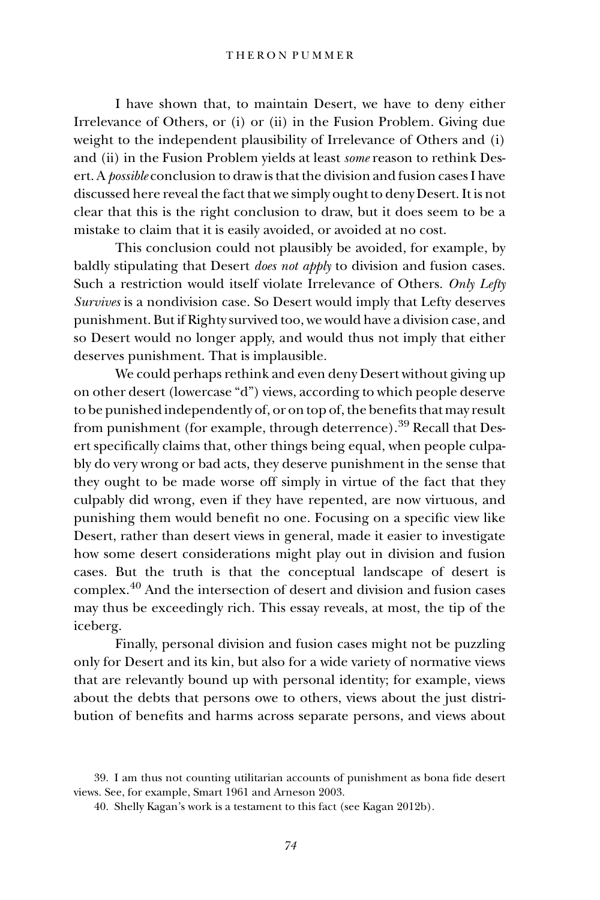I have shown that, to maintain Desert, we have to deny either Irrelevance of Others, or (i) or (ii) in the Fusion Problem. Giving due weight to the independent plausibility of Irrelevance of Others and (i) and (ii) in the Fusion Problem yields at least *some* reason to rethink Desert. A *possible* conclusion to draw is that the division and fusion cases I have discussed here reveal the fact that we simply ought to deny Desert. It is not clear that this is the right conclusion to draw, but it does seem to be a mistake to claim that it is easily avoided, or avoided at no cost.

This conclusion could not plausibly be avoided, for example, by baldly stipulating that Desert *does not apply* to division and fusion cases. Such a restriction would itself violate Irrelevance of Others. *Only Lefty Survives* is a nondivision case. So Desert would imply that Lefty deserves punishment. But if Righty survived too, we would have a division case, and so Desert would no longer apply, and would thus not imply that either deserves punishment. That is implausible.

We could perhaps rethink and even deny Desert without giving up on other desert (lowercase "d") views, according to which people deserve to be punished independently of, or on top of, the benefits that may result from punishment (for example, through deterrence).[39] Recall that Desert specifically claims that, other things being equal, when people culpably do very wrong or bad acts, they deserve punishment in the sense that they ought to be made worse off simply in virtue of the fact that they culpably did wrong, even if they have repented, are now virtuous, and punishing them would benefit no one. Focusing on a specific view like Desert, rather than desert views in general, made it easier to investigate how some desert considerations might play out in division and fusion cases. But the truth is that the conceptual landscape of desert is complex.[40] And the intersection of desert and division and fusion cases may thus be exceedingly rich. This essay reveals, at most, the tip of the iceberg.

Finally, personal division and fusion cases might not be puzzling only for Desert and its kin, but also for a wide variety of normative views that are relevantly bound up with personal identity; for example, views about the debts that persons owe to others, views about the just distribution of benefits and harms across separate persons, and views about

39. I am thus not counting utilitarian accounts of punishment as bona fide desert views. See, for example, Smart 1961 and Arneson 2003.

40. Shelly Kagan's work is a testament to this fact (see Kagan 2012b).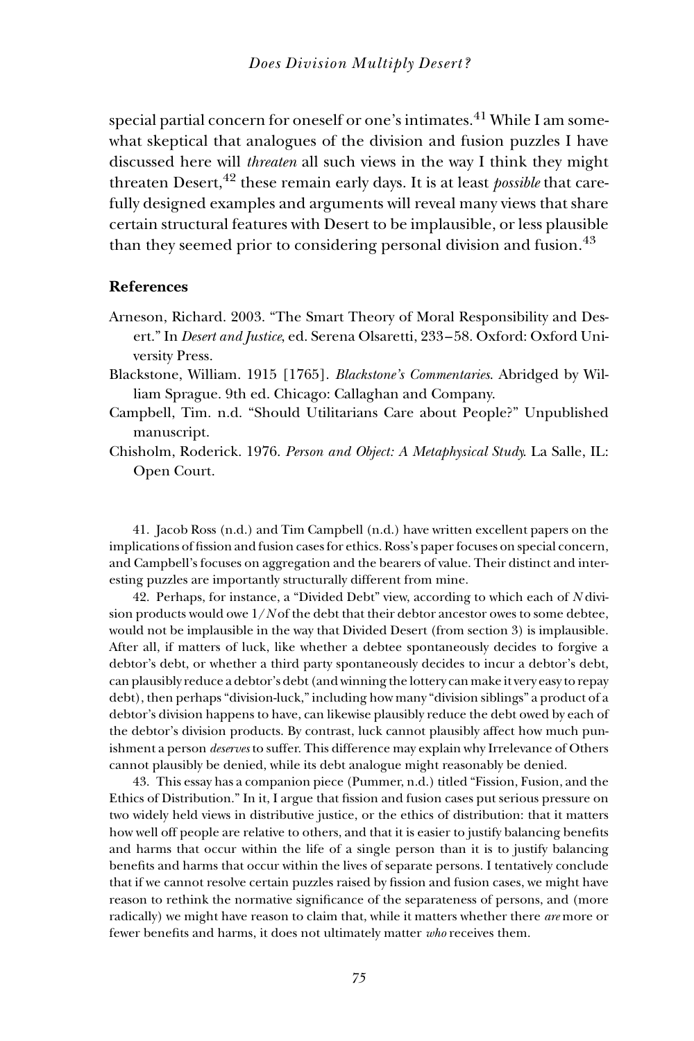special partial concern for oneself or one's intimates.[41] While I am somewhat skeptical that analogues of the division and fusion puzzles I have discussed here will *threaten* all such views in the way I think they might threaten Desert,[42] these remain early days. It is at least *possible* that carefully designed examples and arguments will reveal many views that share certain structural features with Desert to be implausible, or less plausible than they seemed prior to considering personal division and fusion.[43]

## References

Arneson, Richard. 2003. "The Smart Theory of Moral Responsibility and Desert." In *Desert and Justice*, ed. Serena Olsaretti, 233–58. Oxford: Oxford University Press.

Blackstone, William. 1915 [1765]. *Blackstone's Commentaries*. Abridged by William Sprague. 9th ed. Chicago: Callaghan and Company.

Campbell, Tim. n.d. "Should Utilitarians Care about People?" Unpublished manuscript.

Chisholm, Roderick. 1976. *Person and Object: A Metaphysical Study*. La Salle, IL: Open Court.

---

41. Jacob Ross (n.d.) and Tim Campbell (n.d.) have written excellent papers on the implications of fission and fusion cases for ethics. Ross's paper focuses on special concern, and Campbell's focuses on aggregation and the bearers of value. Their distinct and interesting puzzles are importantly structurally different from mine.

42. Perhaps, for instance, a "Divided Debt" view, according to which each of $N$ division products would owe $1/N$ of the debt that their debtor ancestor owes to some debtee, would not be implausible in the way that Divided Desert (from section 3) is implausible. After all, if matters of luck, like whether a debtee spontaneously decides to forgive a debtor's debt, or whether a third party spontaneously decides to incur a debtor's debt, can plausibly reduce a debtor's debt (and winning the lottery can make it very easy to repay debt), then perhaps "division-luck," including how many "division siblings" a product of a debtor's division happens to have, can likewise plausibly reduce the debt owed by each of the debtor's division products. By contrast, luck cannot plausibly affect how much punishment a person *deserves* to suffer. This difference may explain why Irrelevance of Others cannot plausibly be denied, while its debt analogue might reasonably be denied.

43. This essay has a companion piece (Pummer, n.d.) titled "Fission, Fusion, and the Ethics of Distribution." In it, I argue that fission and fusion cases put serious pressure on two widely held views in distributive justice, or the ethics of distribution: that it matters how well off people are relative to others, and that it is easier to justify balancing benefits and harms that occur within the life of a single person than it is to justify balancing benefits and harms that occur within the lives of separate persons. I tentatively conclude that if we cannot resolve certain puzzles raised by fission and fusion cases, we might have reason to rethink the normative significance of the separateness of persons, and (more radically) we might have reason to claim that, while it matters whether there *are* more or fewer benefits and harms, it does not ultimately matter *who* receives them.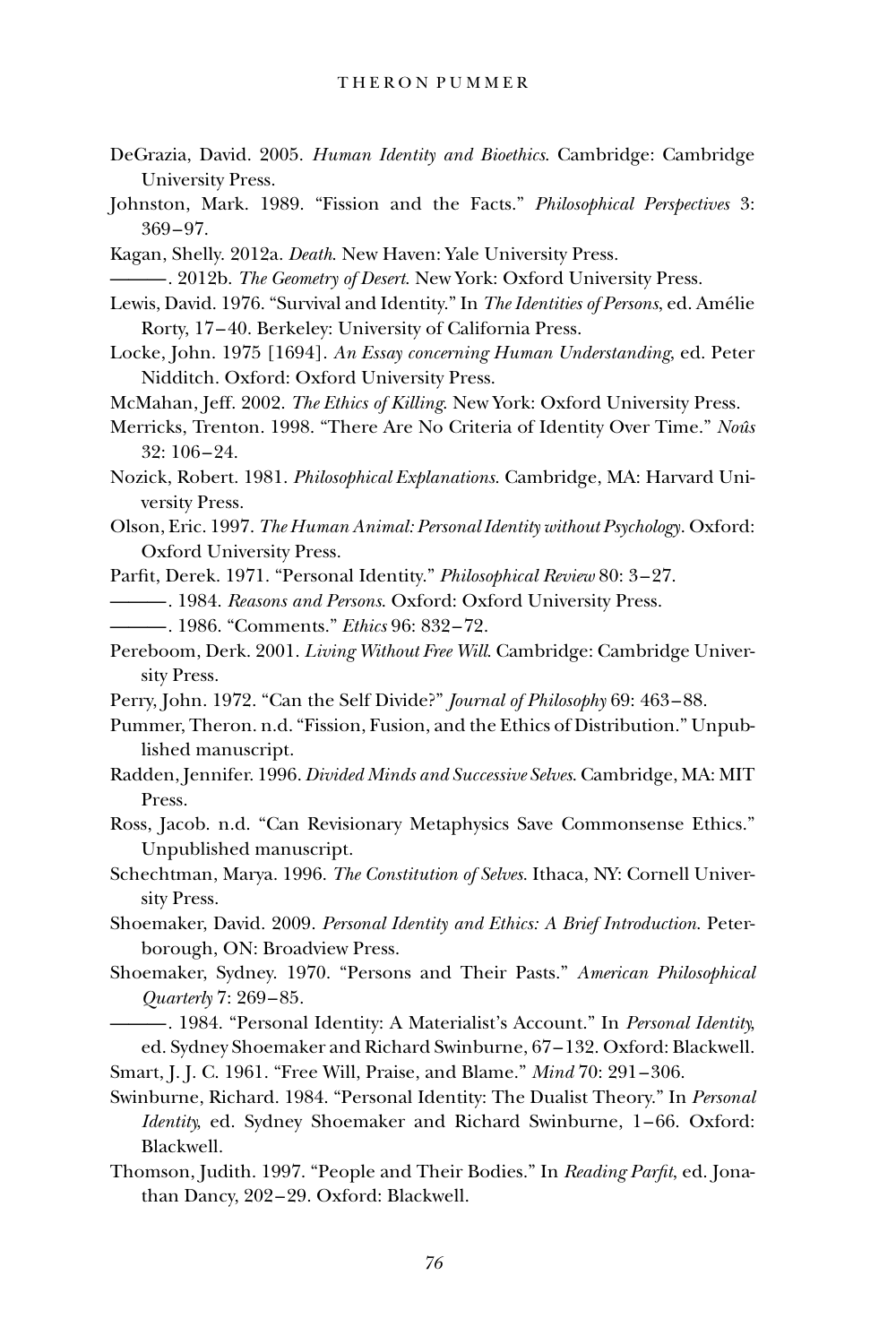DeGrazia, David. 2005. *Human Identity and Bioethics*. Cambridge: Cambridge University Press.

Johnston, Mark. 1989. "Fission and the Facts." *Philosophical Perspectives* 3: 369–97.

Kagan, Shelly. 2012a. *Death*. New Haven: Yale University Press.

———. 2012b. *The Geometry of Desert*. New York: Oxford University Press.

Lewis, David. 1976. "Survival and Identity." In *The Identities of Persons*, ed. Amélie Rorty, 17–40. Berkeley: University of California Press.

Locke, John. 1975 [1694]. *An Essay concerning Human Understanding*, ed. Peter Nidditch. Oxford: Oxford University Press.

McMahan, Jeff. 2002. *The Ethics of Killing*. New York: Oxford University Press.

Merricks, Trenton. 1998. "There Are No Criteria of Identity Over Time." *Noûs* 32: 106–24.

Nozick, Robert. 1981. *Philosophical Explanations*. Cambridge, MA: Harvard University Press.

Olson, Eric. 1997. *The Human Animal: Personal Identity without Psychology*. Oxford: Oxford University Press.

Parfit, Derek. 1971. "Personal Identity." *Philosophical Review* 80: 3–27.

———. 1984. *Reasons and Persons*. Oxford: Oxford University Press.

———. 1986. "Comments." *Ethics* 96: 832–72.

Pereboom, Derk. 2001. *Living Without Free Will*. Cambridge: Cambridge University Press.

Perry, John. 1972. "Can the Self Divide?" *Journal of Philosophy* 69: 463–88.

Pummer, Theron. n.d. "Fission, Fusion, and the Ethics of Distribution." Unpublished manuscript.

Radden, Jennifer. 1996. *Divided Minds and Successive Selves*. Cambridge, MA: MIT Press.

Ross, Jacob. n.d. "Can Revisionary Metaphysics Save Commonsense Ethics." Unpublished manuscript.

Schechtman, Marya. 1996. *The Constitution of Selves*. Ithaca, NY: Cornell University Press.

Shoemaker, David. 2009. *Personal Identity and Ethics: A Brief Introduction*. Peterborough, ON: Broadview Press.

Shoemaker, Sydney. 1970. "Persons and Their Pasts." *American Philosophical Quarterly* 7: 269–85.

———. 1984. "Personal Identity: A Materialist's Account." In *Personal Identity*, ed. Sydney Shoemaker and Richard Swinburne, 67–132. Oxford: Blackwell.

Smart, J. J. C. 1961. "Free Will, Praise, and Blame." *Mind* 70: 291–306.

Swinburne, Richard. 1984. "Personal Identity: The Dualist Theory." In *Personal Identity*, ed. Sydney Shoemaker and Richard Swinburne, 1–66. Oxford: Blackwell.

Thomson, Judith. 1997. "People and Their Bodies." In *Reading Parfit*, ed. Jonathan Dancy, 202–29. Oxford: Blackwell.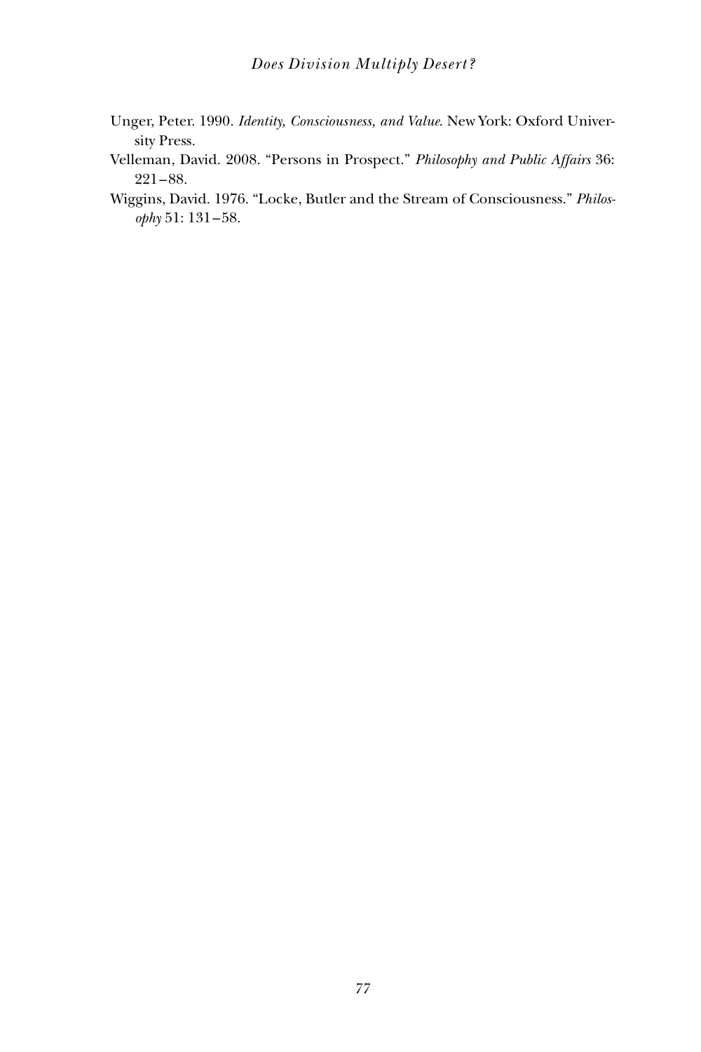Unger, Peter. 1990. *Identity, Consciousness, and Value*. New York: Oxford University Press.

Velleman, David. 2008. "Persons in Prospect." *Philosophy and Public Affairs* 36: 221–88.

Wiggins, David. 1976. "Locke, Butler and the Stream of Consciousness." *Philosophy* 51: 131–58.